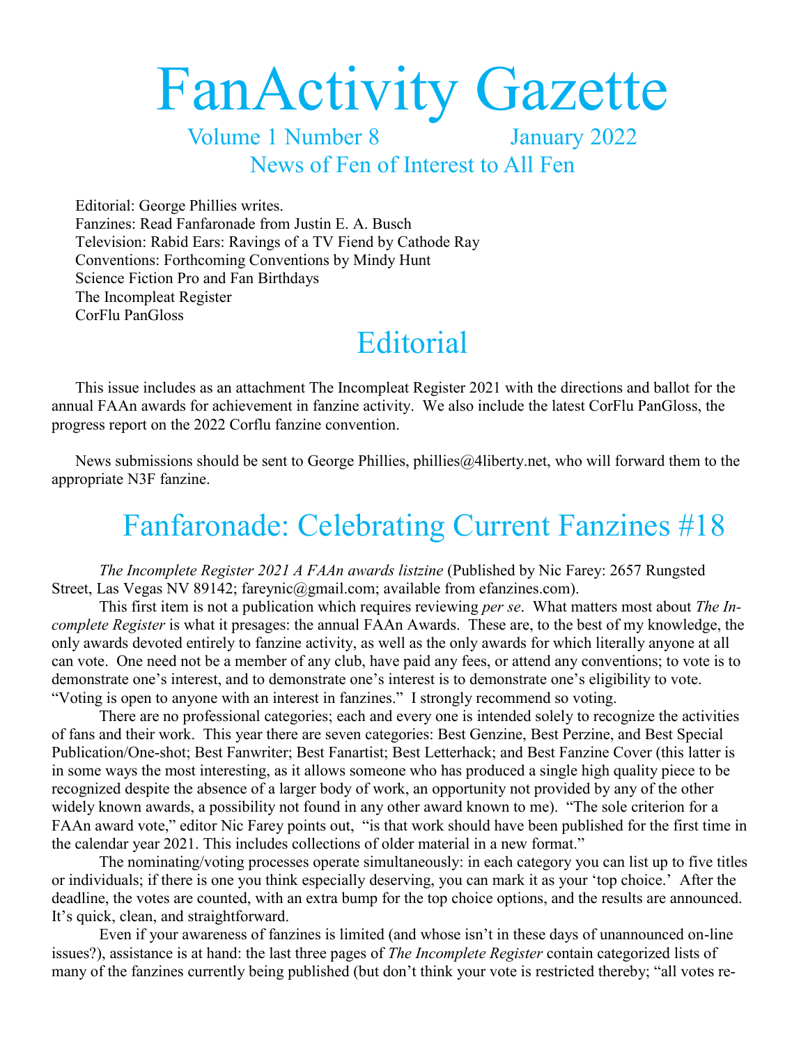# FanActivity Gazette

Volume 1 Number 8 January 2022

News of Fen of Interest to All Fen

Editorial: George Phillies writes.
Fanzines: Read Fanfaronade from Justin E. A. Busch
Television: Rabid Ears: Ravings of a TV Fiend by Cathode Ray
Conventions: Forthcoming Conventions by Mindy Hunt
Science Fiction Pro and Fan Birthdays
The Incompleat Register
CorFlu PanGloss

## Editorial

This issue includes as an attachment The Incompleat Register 2021 with the directions and ballot for the annual FAAn awards for achievement in fanzine activity. We also include the latest CorFlu PanGloss, the progress report on the 2022 Corflu fanzine convention.

News submissions should be sent to George Phillies, phillies@4liberty.net, who will forward them to the appropriate N3F fanzine.

## Fanfaronade: Celebrating Current Fanzines #18

*The Incomplete Register 2021 A FAAn awards listzine* (Published by Nic Farey: 2657 Rungsted Street, Las Vegas NV 89142; fareynic@gmail.com; available from efanzines.com).

This first item is not a publication which requires reviewing *per se*. What matters most about *The Incomplete Register* is what it presages: the annual FAAn Awards. These are, to the best of my knowledge, the only awards devoted entirely to fanzine activity, as well as the only awards for which literally anyone at all can vote. One need not be a member of any club, have paid any fees, or attend any conventions; to vote is to demonstrate one's interest, and to demonstrate one's interest is to demonstrate one's eligibility to vote. "Voting is open to anyone with an interest in fanzines." I strongly recommend so voting.

There are no professional categories; each and every one is intended solely to recognize the activities of fans and their work. This year there are seven categories: Best Genzine, Best Perzine, and Best Special Publication/One-shot; Best Fanwriter; Best Fanartist; Best Letterhack; and Best Fanzine Cover (this latter is in some ways the most interesting, as it allows someone who has produced a single high quality piece to be recognized despite the absence of a larger body of work, an opportunity not provided by any of the other widely known awards, a possibility not found in any other award known to me). "The sole criterion for a FAAn award vote," editor Nic Farey points out, "is that work should have been published for the first time in the calendar year 2021. This includes collections of older material in a new format."

The nominating/voting processes operate simultaneously: in each category you can list up to five titles or individuals; if there is one you think especially deserving, you can mark it as your 'top choice.' After the deadline, the votes are counted, with an extra bump for the top choice options, and the results are announced. It's quick, clean, and straightforward.

Even if your awareness of fanzines is limited (and whose isn't in these days of unannounced on-line issues?), assistance is at hand: the last three pages of *The Incomplete Register* contain categorized lists of many of the fanzines currently being published (but don't think your vote is restricted thereby; "all votes re-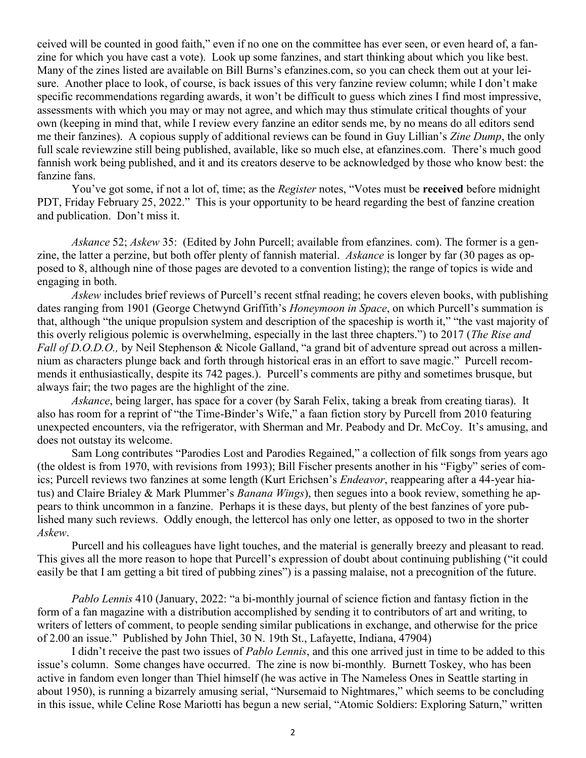ceived will be counted in good faith," even if no one on the committee has ever seen, or even heard of, a fanzine for which you have cast a vote). Look up some fanzines, and start thinking about which you like best. Many of the zines listed are available on Bill Burns's efanzines.com, so you can check them out at your leisure. Another place to look, of course, is back issues of this very fanzine review column; while I don't make specific recommendations regarding awards, it won't be difficult to guess which zines I find most impressive, assessments with which you may or may not agree, and which may thus stimulate critical thoughts of your own (keeping in mind that, while I review every fanzine an editor sends me, by no means do all editors send me their fanzines). A copious supply of additional reviews can be found in Guy Lillian's *Zine Dump*, the only full scale reviewzine still being published, available, like so much else, at efanzines.com. There's much good fannish work being published, and it and its creators deserve to be acknowledged by those who know best: the fanzine fans.

You've got some, if not a lot of, time; as the *Register* notes, "Votes must be **received** before midnight PDT, Friday February 25, 2022." This is your opportunity to be heard regarding the best of fanzine creation and publication. Don't miss it.

*Askance* 52; *Askew* 35: (Edited by John Purcell; available from efanzines. com). The former is a genzine, the latter a perzine, but both offer plenty of fannish material. *Askance* is longer by far (30 pages as opposed to 8, although nine of those pages are devoted to a convention listing); the range of topics is wide and engaging in both.

*Askew* includes brief reviews of Purcell's recent stfnal reading; he covers eleven books, with publishing dates ranging from 1901 (George Chetwynd Griffith's *Honeymoon in Space*, on which Purcell's summation is that, although "the unique propulsion system and description of the spaceship is worth it," "the vast majority of this overly religious polemic is overwhelming, especially in the last three chapters.") to 2017 (*The Rise and Fall of D.O.D.O.,* by Neil Stephenson & Nicole Galland, "a grand bit of adventure spread out across a millennium as characters plunge back and forth through historical eras in an effort to save magic." Purcell recommends it enthusiastically, despite its 742 pages.). Purcell's comments are pithy and sometimes brusque, but always fair; the two pages are the highlight of the zine.

*Askance*, being larger, has space for a cover (by Sarah Felix, taking a break from creating tiaras). It also has room for a reprint of "the Time-Binder's Wife," a faan fiction story by Purcell from 2010 featuring unexpected encounters, via the refrigerator, with Sherman and Mr. Peabody and Dr. McCoy. It's amusing, and does not outstay its welcome.

Sam Long contributes "Parodies Lost and Parodies Regained," a collection of filk songs from years ago (the oldest is from 1970, with revisions from 1993); Bill Fischer presents another in his "Figby" series of comics; Purcell reviews two fanzines at some length (Kurt Erichsen's *Endeavor*, reappearing after a 44-year hiatus) and Claire Brialey & Mark Plummer's *Banana Wings*), then segues into a book review, something he appears to think uncommon in a fanzine. Perhaps it is these days, but plenty of the best fanzines of yore published many such reviews. Oddly enough, the lettercol has only one letter, as opposed to two in the shorter *Askew*.

Purcell and his colleagues have light touches, and the material is generally breezy and pleasant to read. This gives all the more reason to hope that Purcell's expression of doubt about continuing publishing ("it could easily be that I am getting a bit tired of pubbing zines") is a passing malaise, not a precognition of the future.

*Pablo Lennis* 410 (January, 2022: "a bi-monthly journal of science fiction and fantasy fiction in the form of a fan magazine with a distribution accomplished by sending it to contributors of art and writing, to writers of letters of comment, to people sending similar publications in exchange, and otherwise for the price of 2.00 an issue." Published by John Thiel, 30 N. 19th St., Lafayette, Indiana, 47904)

I didn't receive the past two issues of *Pablo Lennis*, and this one arrived just in time to be added to this issue's column. Some changes have occurred. The zine is now bi-monthly. Burnett Toskey, who has been active in fandom even longer than Thiel himself (he was active in The Nameless Ones in Seattle starting in about 1950), is running a bizarrely amusing serial, "Nursemaid to Nightmares," which seems to be concluding in this issue, while Celine Rose Mariotti has begun a new serial, "Atomic Soldiers: Exploring Saturn," written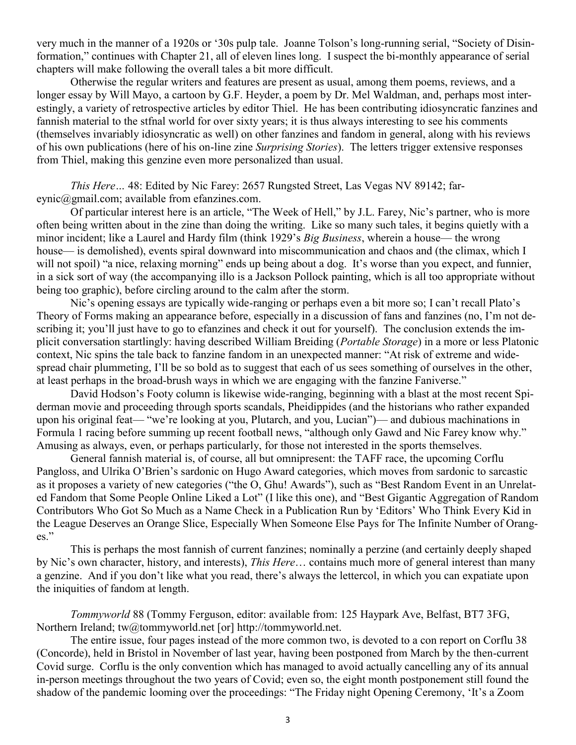very much in the manner of a 1920s or '30s pulp tale. Joanne Tolson's long-running serial, "Society of Disinformation," continues with Chapter 21, all of eleven lines long. I suspect the bi-monthly appearance of serial chapters will make following the overall tales a bit more difficult.

Otherwise the regular writers and features are present as usual, among them poems, reviews, and a longer essay by Will Mayo, a cartoon by G.F. Heyder, a poem by Dr. Mel Waldman, and, perhaps most interestingly, a variety of retrospective articles by editor Thiel. He has been contributing idiosyncratic fanzines and fannish material to the stfnal world for over sixty years; it is thus always interesting to see his comments (themselves invariably idiosyncratic as well) on other fanzines and fandom in general, along with his reviews of his own publications (here of his on-line zine *Surprising Stories*). The letters trigger extensive responses from Thiel, making this genzine even more personalized than usual.

*This Here…* 48: Edited by Nic Farey: 2657 Rungsted Street, Las Vegas NV 89142; fareynic@gmail.com; available from efanzines.com.

Of particular interest here is an article, "The Week of Hell," by J.L. Farey, Nic's partner, who is more often being written about in the zine than doing the writing. Like so many such tales, it begins quietly with a minor incident; like a Laurel and Hardy film (think 1929's *Big Business*, wherein a house— the wrong house— is demolished), events spiral downward into miscommunication and chaos and (the climax, which I will not spoil) "a nice, relaxing morning" ends up being about a dog. It's worse than you expect, and funnier, in a sick sort of way (the accompanying illo is a Jackson Pollock painting, which is all too appropriate without being too graphic), before circling around to the calm after the storm.

Nic's opening essays are typically wide-ranging or perhaps even a bit more so; I can't recall Plato's Theory of Forms making an appearance before, especially in a discussion of fans and fanzines (no, I'm not describing it; you'll just have to go to efanzines and check it out for yourself). The conclusion extends the implicit conversation startlingly: having described William Breiding (*Portable Storage*) in a more or less Platonic context, Nic spins the tale back to fanzine fandom in an unexpected manner: "At risk of extreme and widespread chair plummeting, I'll be so bold as to suggest that each of us sees something of ourselves in the other, at least perhaps in the broad-brush ways in which we are engaging with the fanzine Faniverse."

David Hodson's Footy column is likewise wide-ranging, beginning with a blast at the most recent Spiderman movie and proceeding through sports scandals, Pheidippides (and the historians who rather expanded upon his original feat— "we're looking at you, Plutarch, and you, Lucian")— and dubious machinations in Formula 1 racing before summing up recent football news, "although only Gawd and Nic Farey know why." Amusing as always, even, or perhaps particularly, for those not interested in the sports themselves.

General fannish material is, of course, all but omnipresent: the TAFF race, the upcoming Corflu Pangloss, and Ulrika O'Brien's sardonic on Hugo Award categories, which moves from sardonic to sarcastic as it proposes a variety of new categories ("the O, Ghu! Awards"), such as "Best Random Event in an Unrelated Fandom that Some People Online Liked a Lot" (I like this one), and "Best Gigantic Aggregation of Random Contributors Who Got So Much as a Name Check in a Publication Run by 'Editors' Who Think Every Kid in the League Deserves an Orange Slice, Especially When Someone Else Pays for The Infinite Number of Oranges."

This is perhaps the most fannish of current fanzines; nominally a perzine (and certainly deeply shaped by Nic's own character, history, and interests), *This Here*… contains much more of general interest than many a genzine. And if you don't like what you read, there's always the lettercol, in which you can expatiate upon the iniquities of fandom at length.

*Tommyworld* 88 (Tommy Ferguson, editor: available from: 125 Haypark Ave, Belfast, BT7 3FG, Northern Ireland; tw@tommyworld.net [or] http://tommyworld.net.

The entire issue, four pages instead of the more common two, is devoted to a con report on Corflu 38 (Concorde), held in Bristol in November of last year, having been postponed from March by the then-current Covid surge. Corflu is the only convention which has managed to avoid actually cancelling any of its annual in-person meetings throughout the two years of Covid; even so, the eight month postponement still found the shadow of the pandemic looming over the proceedings: "The Friday night Opening Ceremony, 'It's a Zoom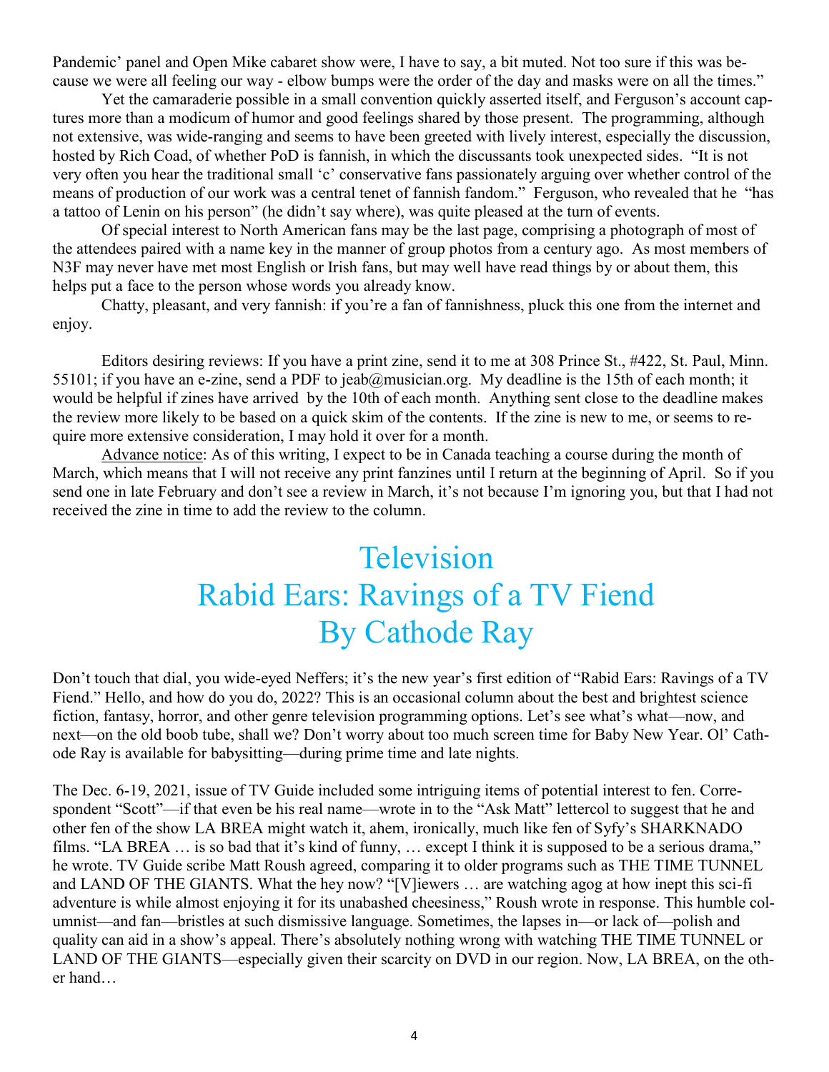Pandemic' panel and Open Mike cabaret show were, I have to say, a bit muted. Not too sure if this was because we were all feeling our way - elbow bumps were the order of the day and masks were on all the times."

Yet the camaraderie possible in a small convention quickly asserted itself, and Ferguson's account captures more than a modicum of humor and good feelings shared by those present. The programming, although not extensive, was wide-ranging and seems to have been greeted with lively interest, especially the discussion, hosted by Rich Coad, of whether PoD is fannish, in which the discussants took unexpected sides. "It is not very often you hear the traditional small 'c' conservative fans passionately arguing over whether control of the means of production of our work was a central tenet of fannish fandom." Ferguson, who revealed that he "has a tattoo of Lenin on his person" (he didn't say where), was quite pleased at the turn of events.

Of special interest to North American fans may be the last page, comprising a photograph of most of the attendees paired with a name key in the manner of group photos from a century ago. As most members of N3F may never have met most English or Irish fans, but may well have read things by or about them, this helps put a face to the person whose words you already know.

Chatty, pleasant, and very fannish: if you're a fan of fannishness, pluck this one from the internet and enjoy.

Editors desiring reviews: If you have a print zine, send it to me at 308 Prince St., #422, St. Paul, Minn. 55101; if you have an e-zine, send a PDF to jeab@musician.org. My deadline is the 15th of each month; it would be helpful if zines have arrived by the 10th of each month. Anything sent close to the deadline makes the review more likely to be based on a quick skim of the contents. If the zine is new to me, or seems to require more extensive consideration, I may hold it over for a month.

Advance notice: As of this writing, I expect to be in Canada teaching a course during the month of March, which means that I will not receive any print fanzines until I return at the beginning of April. So if you send one in late February and don't see a review in March, it's not because I'm ignoring you, but that I had not received the zine in time to add the review to the column.

# Television
# Rabid Ears: Ravings of a TV Fiend
# By Cathode Ray

Don't touch that dial, you wide-eyed Neffers; it's the new year's first edition of "Rabid Ears: Ravings of a TV Fiend." Hello, and how do you do, 2022? This is an occasional column about the best and brightest science fiction, fantasy, horror, and other genre television programming options. Let's see what's what—now, and next—on the old boob tube, shall we? Don't worry about too much screen time for Baby New Year. Ol' Cathode Ray is available for babysitting—during prime time and late nights.

The Dec. 6-19, 2021, issue of TV Guide included some intriguing items of potential interest to fen. Correspondent "Scott"—if that even be his real name—wrote in to the "Ask Matt" lettercol to suggest that he and other fen of the show LA BREA might watch it, ahem, ironically, much like fen of Syfy's SHARKNADO films. "LA BREA … is so bad that it's kind of funny, … except I think it is supposed to be a serious drama," he wrote. TV Guide scribe Matt Roush agreed, comparing it to older programs such as THE TIME TUNNEL and LAND OF THE GIANTS. What the hey now? "[V]iewers … are watching agog at how inept this sci-fi adventure is while almost enjoying it for its unabashed cheesiness," Roush wrote in response. This humble columnist—and fan—bristles at such dismissive language. Sometimes, the lapses in—or lack of—polish and quality can aid in a show's appeal. There's absolutely nothing wrong with watching THE TIME TUNNEL or LAND OF THE GIANTS—especially given their scarcity on DVD in our region. Now, LA BREA, on the other hand…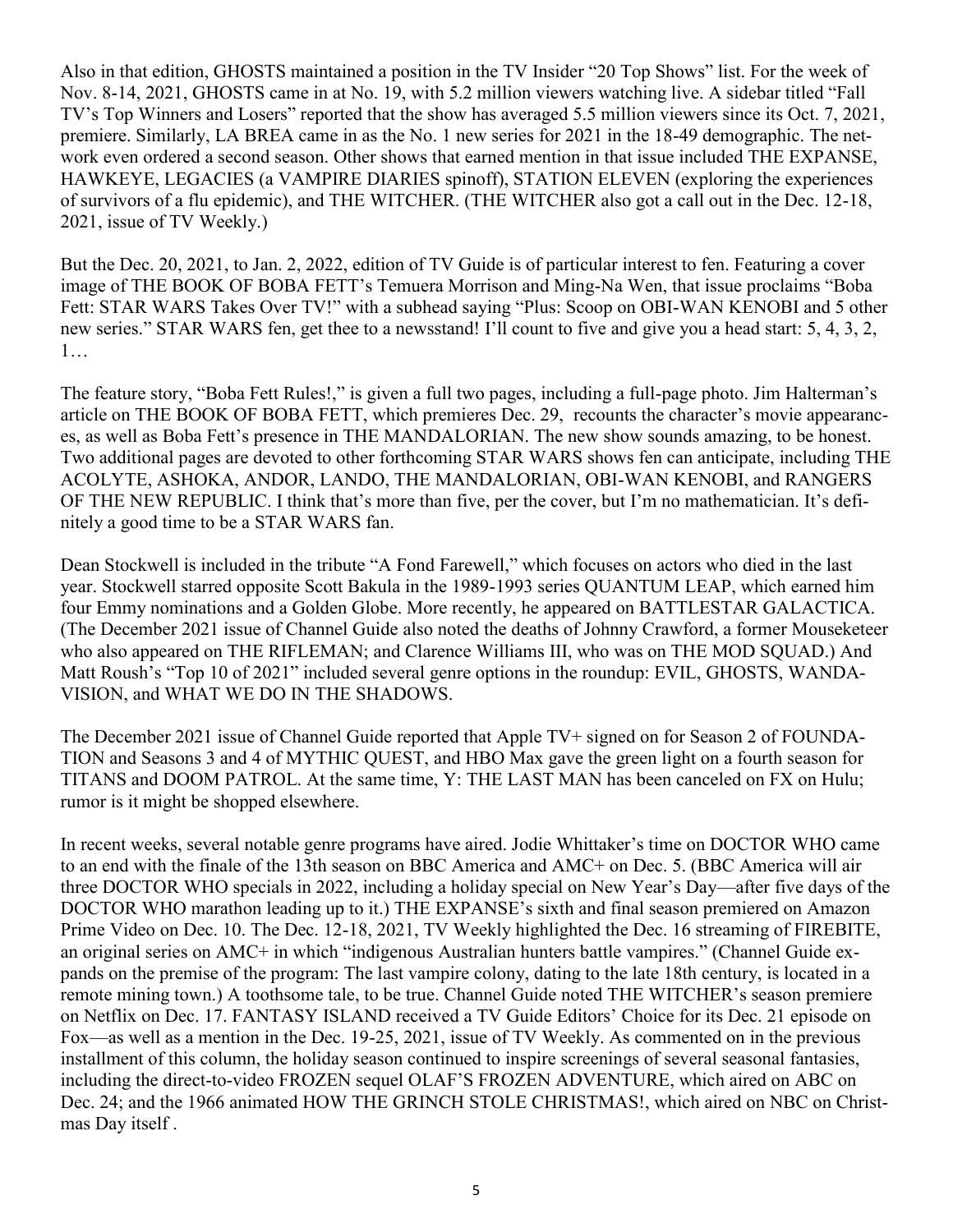Also in that edition, GHOSTS maintained a position in the TV Insider "20 Top Shows" list. For the week of Nov. 8-14, 2021, GHOSTS came in at No. 19, with 5.2 million viewers watching live. A sidebar titled "Fall TV's Top Winners and Losers" reported that the show has averaged 5.5 million viewers since its Oct. 7, 2021, premiere. Similarly, LA BREA came in as the No. 1 new series for 2021 in the 18-49 demographic. The network even ordered a second season. Other shows that earned mention in that issue included THE EXPANSE, HAWKEYE, LEGACIES (a VAMPIRE DIARIES spinoff), STATION ELEVEN (exploring the experiences of survivors of a flu epidemic), and THE WITCHER. (THE WITCHER also got a call out in the Dec. 12-18, 2021, issue of TV Weekly.)

But the Dec. 20, 2021, to Jan. 2, 2022, edition of TV Guide is of particular interest to fen. Featuring a cover image of THE BOOK OF BOBA FETT's Temuera Morrison and Ming-Na Wen, that issue proclaims "Boba Fett: STAR WARS Takes Over TV!" with a subhead saying "Plus: Scoop on OBI-WAN KENOBI and 5 other new series." STAR WARS fen, get thee to a newsstand! I'll count to five and give you a head start: 5, 4, 3, 2, 1…

The feature story, "Boba Fett Rules!," is given a full two pages, including a full-page photo. Jim Halterman's article on THE BOOK OF BOBA FETT, which premieres Dec. 29, recounts the character's movie appearances, as well as Boba Fett's presence in THE MANDALORIAN. The new show sounds amazing, to be honest. Two additional pages are devoted to other forthcoming STAR WARS shows fen can anticipate, including THE ACOLYTE, ASHOKA, ANDOR, LANDO, THE MANDALORIAN, OBI-WAN KENOBI, and RANGERS OF THE NEW REPUBLIC. I think that's more than five, per the cover, but I'm no mathematician. It's definitely a good time to be a STAR WARS fan.

Dean Stockwell is included in the tribute "A Fond Farewell," which focuses on actors who died in the last year. Stockwell starred opposite Scott Bakula in the 1989-1993 series QUANTUM LEAP, which earned him four Emmy nominations and a Golden Globe. More recently, he appeared on BATTLESTAR GALACTICA. (The December 2021 issue of Channel Guide also noted the deaths of Johnny Crawford, a former Mouseketeer who also appeared on THE RIFLEMAN; and Clarence Williams III, who was on THE MOD SQUAD.) And Matt Roush's "Top 10 of 2021" included several genre options in the roundup: EVIL, GHOSTS, WANDAVISION, and WHAT WE DO IN THE SHADOWS.

The December 2021 issue of Channel Guide reported that Apple TV+ signed on for Season 2 of FOUNDATION and Seasons 3 and 4 of MYTHIC QUEST, and HBO Max gave the green light on a fourth season for TITANS and DOOM PATROL. At the same time, Y: THE LAST MAN has been canceled on FX on Hulu; rumor is it might be shopped elsewhere.

In recent weeks, several notable genre programs have aired. Jodie Whittaker's time on DOCTOR WHO came to an end with the finale of the 13th season on BBC America and AMC+ on Dec. 5. (BBC America will air three DOCTOR WHO specials in 2022, including a holiday special on New Year's Day—after five days of the DOCTOR WHO marathon leading up to it.) THE EXPANSE's sixth and final season premiered on Amazon Prime Video on Dec. 10. The Dec. 12-18, 2021, TV Weekly highlighted the Dec. 16 streaming of FIREBITE, an original series on AMC+ in which "indigenous Australian hunters battle vampires." (Channel Guide expands on the premise of the program: The last vampire colony, dating to the late 18th century, is located in a remote mining town.) A toothsome tale, to be true. Channel Guide noted THE WITCHER's season premiere on Netflix on Dec. 17. FANTASY ISLAND received a TV Guide Editors' Choice for its Dec. 21 episode on Fox—as well as a mention in the Dec. 19-25, 2021, issue of TV Weekly. As commented on in the previous installment of this column, the holiday season continued to inspire screenings of several seasonal fantasies, including the direct-to-video FROZEN sequel OLAF'S FROZEN ADVENTURE, which aired on ABC on Dec. 24; and the 1966 animated HOW THE GRINCH STOLE CHRISTMAS!, which aired on NBC on Christmas Day itself .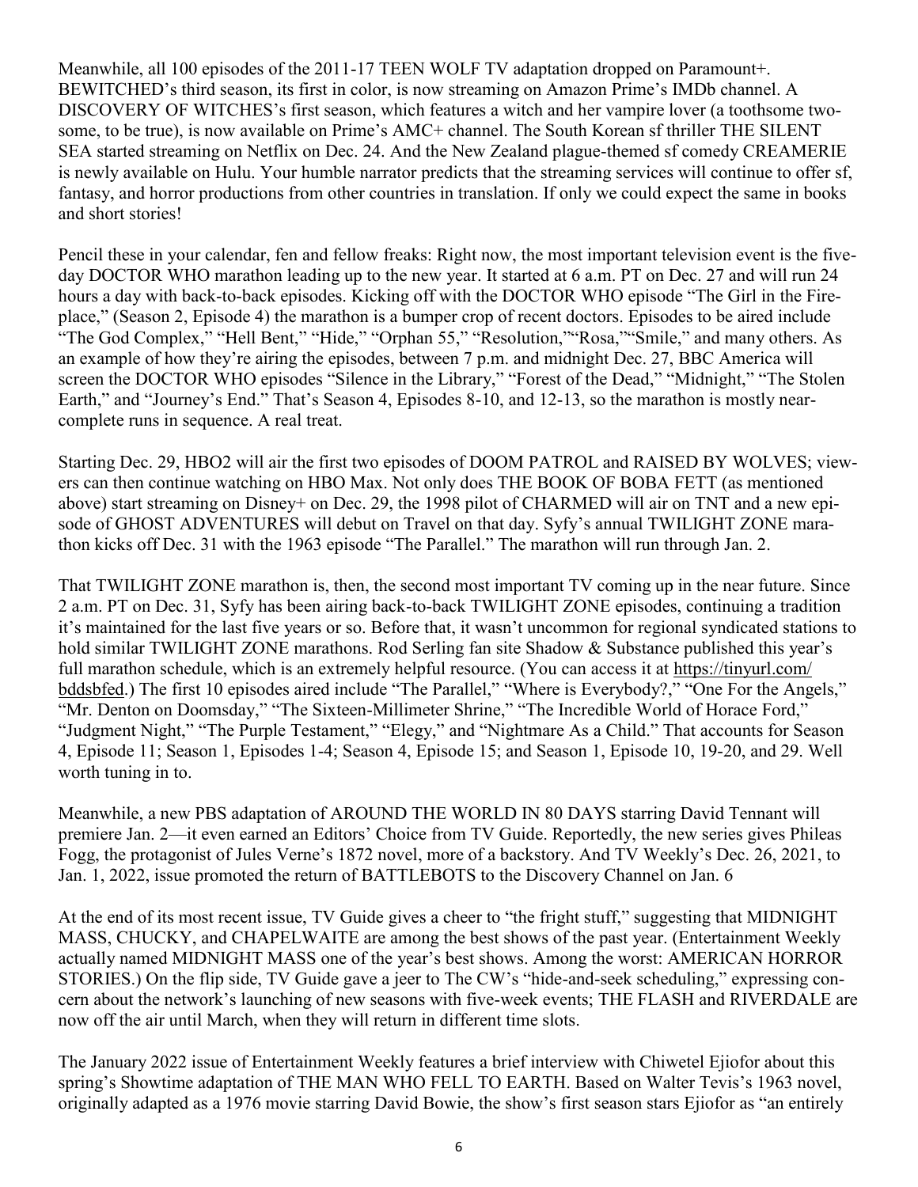Meanwhile, all 100 episodes of the 2011-17 TEEN WOLF TV adaptation dropped on Paramount+. BEWITCHED's third season, its first in color, is now streaming on Amazon Prime's IMDb channel. A DISCOVERY OF WITCHES's first season, which features a witch and her vampire lover (a toothsome twosome, to be true), is now available on Prime's AMC+ channel. The South Korean sf thriller THE SILENT SEA started streaming on Netflix on Dec. 24. And the New Zealand plague-themed sf comedy CREAMERIE is newly available on Hulu. Your humble narrator predicts that the streaming services will continue to offer sf, fantasy, and horror productions from other countries in translation. If only we could expect the same in books and short stories!

Pencil these in your calendar, fen and fellow freaks: Right now, the most important television event is the five-day DOCTOR WHO marathon leading up to the new year. It started at 6 a.m. PT on Dec. 27 and will run 24 hours a day with back-to-back episodes. Kicking off with the DOCTOR WHO episode "The Girl in the Fireplace," (Season 2, Episode 4) the marathon is a bumper crop of recent doctors. Episodes to be aired include "The God Complex," "Hell Bent," "Hide," "Orphan 55," "Resolution,""Rosa,""Smile," and many others. As an example of how they're airing the episodes, between 7 p.m. and midnight Dec. 27, BBC America will screen the DOCTOR WHO episodes "Silence in the Library," "Forest of the Dead," "Midnight," "The Stolen Earth," and "Journey's End." That's Season 4, Episodes 8-10, and 12-13, so the marathon is mostly near-complete runs in sequence. A real treat.

Starting Dec. 29, HBO2 will air the first two episodes of DOOM PATROL and RAISED BY WOLVES; viewers can then continue watching on HBO Max. Not only does THE BOOK OF BOBA FETT (as mentioned above) start streaming on Disney+ on Dec. 29, the 1998 pilot of CHARMED will air on TNT and a new episode of GHOST ADVENTURES will debut on Travel on that day. Syfy's annual TWILIGHT ZONE marathon kicks off Dec. 31 with the 1963 episode "The Parallel." The marathon will run through Jan. 2.

That TWILIGHT ZONE marathon is, then, the second most important TV coming up in the near future. Since 2 a.m. PT on Dec. 31, Syfy has been airing back-to-back TWILIGHT ZONE episodes, continuing a tradition it's maintained for the last five years or so. Before that, it wasn't uncommon for regional syndicated stations to hold similar TWILIGHT ZONE marathons. Rod Serling fan site Shadow & Substance published this year's full marathon schedule, which is an extremely helpful resource. (You can access it at https://tinyurl.com/bddsbfed.) The first 10 episodes aired include "The Parallel," "Where is Everybody?," "One For the Angels," "Mr. Denton on Doomsday," "The Sixteen-Millimeter Shrine," "The Incredible World of Horace Ford," "Judgment Night," "The Purple Testament," "Elegy," and "Nightmare As a Child." That accounts for Season 4, Episode 11; Season 1, Episodes 1-4; Season 4, Episode 15; and Season 1, Episode 10, 19-20, and 29. Well worth tuning in to.

Meanwhile, a new PBS adaptation of AROUND THE WORLD IN 80 DAYS starring David Tennant will premiere Jan. 2—it even earned an Editors' Choice from TV Guide. Reportedly, the new series gives Phileas Fogg, the protagonist of Jules Verne's 1872 novel, more of a backstory. And TV Weekly's Dec. 26, 2021, to Jan. 1, 2022, issue promoted the return of BATTLEBOTS to the Discovery Channel on Jan. 6

At the end of its most recent issue, TV Guide gives a cheer to "the fright stuff," suggesting that MIDNIGHT MASS, CHUCKY, and CHAPELWAITE are among the best shows of the past year. (Entertainment Weekly actually named MIDNIGHT MASS one of the year's best shows. Among the worst: AMERICAN HORROR STORIES.) On the flip side, TV Guide gave a jeer to The CW's "hide-and-seek scheduling," expressing concern about the network's launching of new seasons with five-week events; THE FLASH and RIVERDALE are now off the air until March, when they will return in different time slots.

The January 2022 issue of Entertainment Weekly features a brief interview with Chiwetel Ejiofor about this spring's Showtime adaptation of THE MAN WHO FELL TO EARTH. Based on Walter Tevis's 1963 novel, originally adapted as a 1976 movie starring David Bowie, the show's first season stars Ejiofor as "an entirely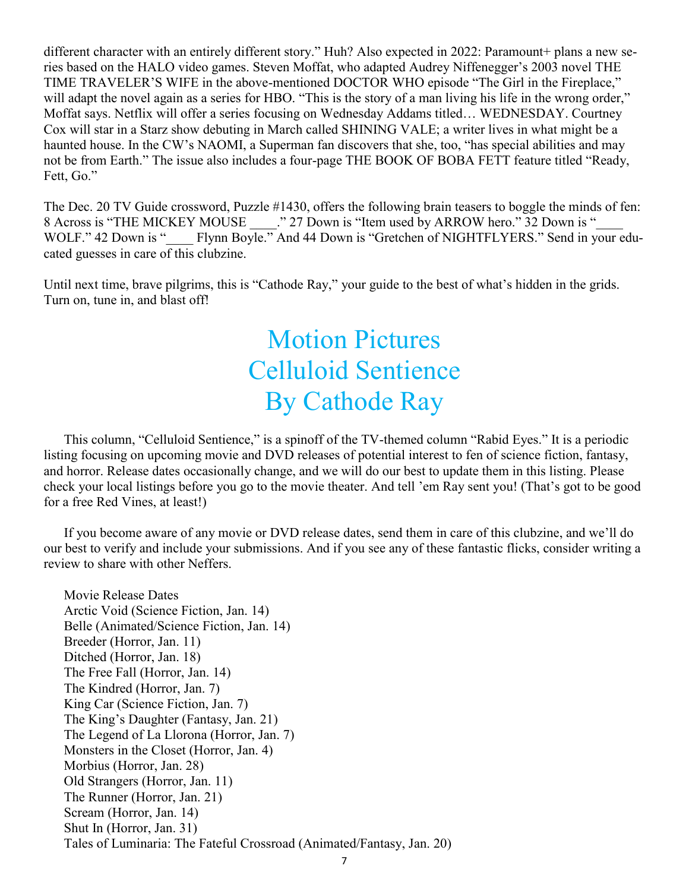different character with an entirely different story." Huh? Also expected in 2022: Paramount+ plans a new series based on the HALO video games. Steven Moffat, who adapted Audrey Niffenegger's 2003 novel THE TIME TRAVELER'S WIFE in the above-mentioned DOCTOR WHO episode "The Girl in the Fireplace," will adapt the novel again as a series for HBO. "This is the story of a man living his life in the wrong order," Moffat says. Netflix will offer a series focusing on Wednesday Addams titled… WEDNESDAY. Courtney Cox will star in a Starz show debuting in March called SHINING VALE; a writer lives in what might be a haunted house. In the CW's NAOMI, a Superman fan discovers that she, too, "has special abilities and may not be from Earth." The issue also includes a four-page THE BOOK OF BOBA FETT feature titled "Ready, Fett, Go."

The Dec. 20 TV Guide crossword, Puzzle #1430, offers the following brain teasers to boggle the minds of fen: 8 Across is "THE MICKEY MOUSE ____." 27 Down is "Item used by ARROW hero." 32 Down is "____ WOLF." 42 Down is "____ Flynn Boyle." And 44 Down is "Gretchen of NIGHTFLYERS." Send in your educated guesses in care of this clubzine.

Until next time, brave pilgrims, this is "Cathode Ray," your guide to the best of what's hidden in the grids. Turn on, tune in, and blast off!

# Motion Pictures
# Celluloid Sentience
# By Cathode Ray

This column, "Celluloid Sentience," is a spinoff of the TV-themed column "Rabid Eyes." It is a periodic listing focusing on upcoming movie and DVD releases of potential interest to fen of science fiction, fantasy, and horror. Release dates occasionally change, and we will do our best to update them in this listing. Please check your local listings before you go to the movie theater. And tell 'em Ray sent you! (That's got to be good for a free Red Vines, at least!)

If you become aware of any movie or DVD release dates, send them in care of this clubzine, and we'll do our best to verify and include your submissions. And if you see any of these fantastic flicks, consider writing a review to share with other Neffers.

Movie Release Dates
Arctic Void (Science Fiction, Jan. 14)
Belle (Animated/Science Fiction, Jan. 14)
Breeder (Horror, Jan. 11)
Ditched (Horror, Jan. 18)
The Free Fall (Horror, Jan. 14)
The Kindred (Horror, Jan. 7)
King Car (Science Fiction, Jan. 7)
The King's Daughter (Fantasy, Jan. 21)
The Legend of La Llorona (Horror, Jan. 7)
Monsters in the Closet (Horror, Jan. 4)
Morbius (Horror, Jan. 28)
Old Strangers (Horror, Jan. 11)
The Runner (Horror, Jan. 21)
Scream (Horror, Jan. 14)
Shut In (Horror, Jan. 31)
Tales of Luminaria: The Fateful Crossroad (Animated/Fantasy, Jan. 20)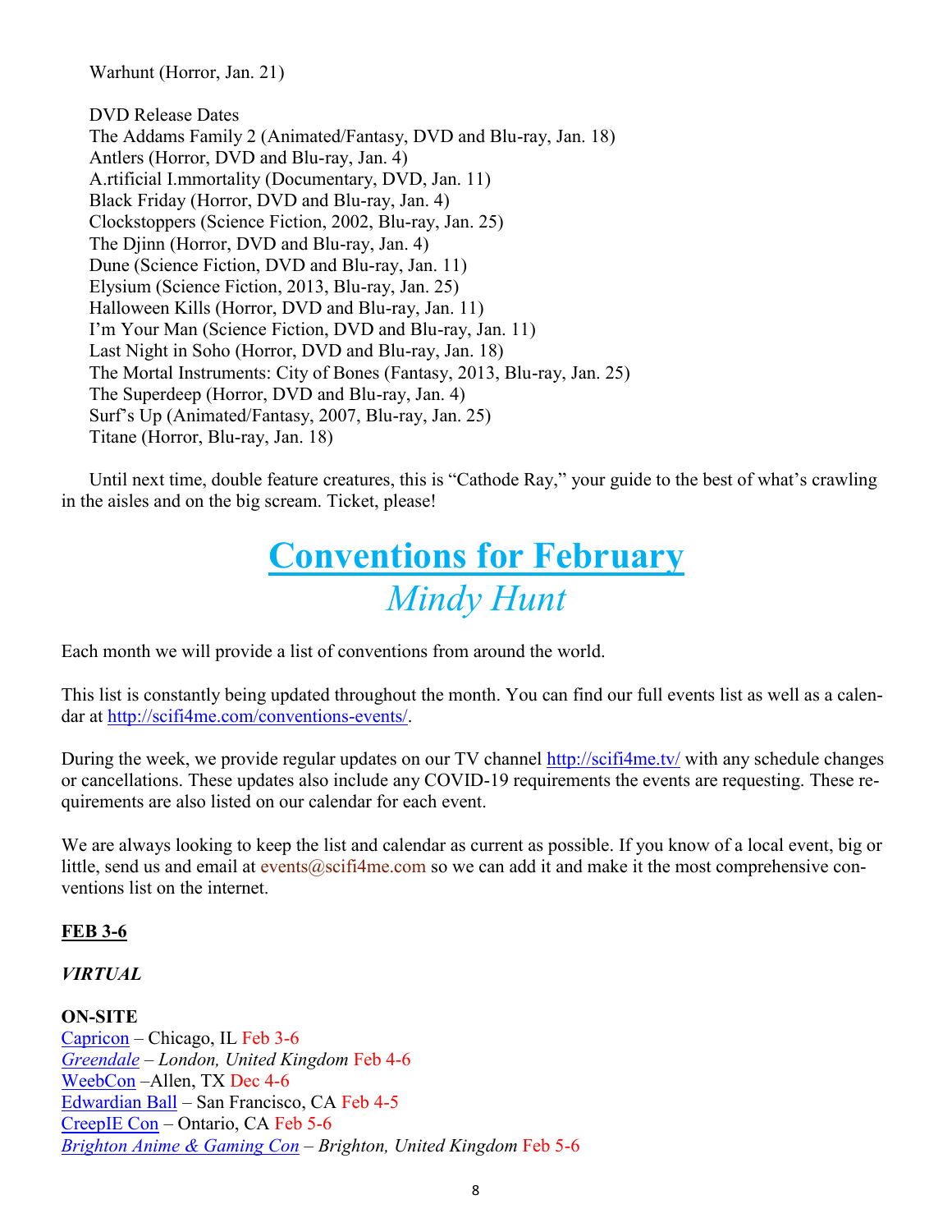Warhunt (Horror, Jan. 21)

DVD Release Dates
The Addams Family 2 (Animated/Fantasy, DVD and Blu-ray, Jan. 18)
Antlers (Horror, DVD and Blu-ray, Jan. 4)
A.rtificial I.mmortality (Documentary, DVD, Jan. 11)
Black Friday (Horror, DVD and Blu-ray, Jan. 4)
Clockstoppers (Science Fiction, 2002, Blu-ray, Jan. 25)
The Djinn (Horror, DVD and Blu-ray, Jan. 4)
Dune (Science Fiction, DVD and Blu-ray, Jan. 11)
Elysium (Science Fiction, 2013, Blu-ray, Jan. 25)
Halloween Kills (Horror, DVD and Blu-ray, Jan. 11)
I'm Your Man (Science Fiction, DVD and Blu-ray, Jan. 11)
Last Night in Soho (Horror, DVD and Blu-ray, Jan. 18)
The Mortal Instruments: City of Bones (Fantasy, 2013, Blu-ray, Jan. 25)
The Superdeep (Horror, DVD and Blu-ray, Jan. 4)
Surf's Up (Animated/Fantasy, 2007, Blu-ray, Jan. 25)
Titane (Horror, Blu-ray, Jan. 18)

Until next time, double feature creatures, this is "Cathode Ray," your guide to the best of what's crawling in the aisles and on the big scream. Ticket, please!

# Conventions for February

*Mindy Hunt*

Each month we will provide a list of conventions from around the world.

This list is constantly being updated throughout the month. You can find our full events list as well as a calendar at http://scifi4me.com/conventions-events/.

During the week, we provide regular updates on our TV channel http://scifi4me.tv/ with any schedule changes or cancellations. These updates also include any COVID-19 requirements the events are requesting. These requirements are also listed on our calendar for each event.

We are always looking to keep the list and calendar as current as possible. If you know of a local event, big or little, send us and email at events@scifi4me.com so we can add it and make it the most comprehensive conventions list on the internet.

**FEB 3-6**

***VIRTUAL***

**ON-SITE**
Capricon – Chicago, IL Feb 3-6
*Greendale – London, United Kingdom* Feb 4-6
WeebCon –Allen, TX Dec 4-6
Edwardian Ball – San Francisco, CA Feb 4-5
CreepIE Con – Ontario, CA Feb 5-6
*Brighton Anime & Gaming Con – Brighton, United Kingdom* Feb 5-6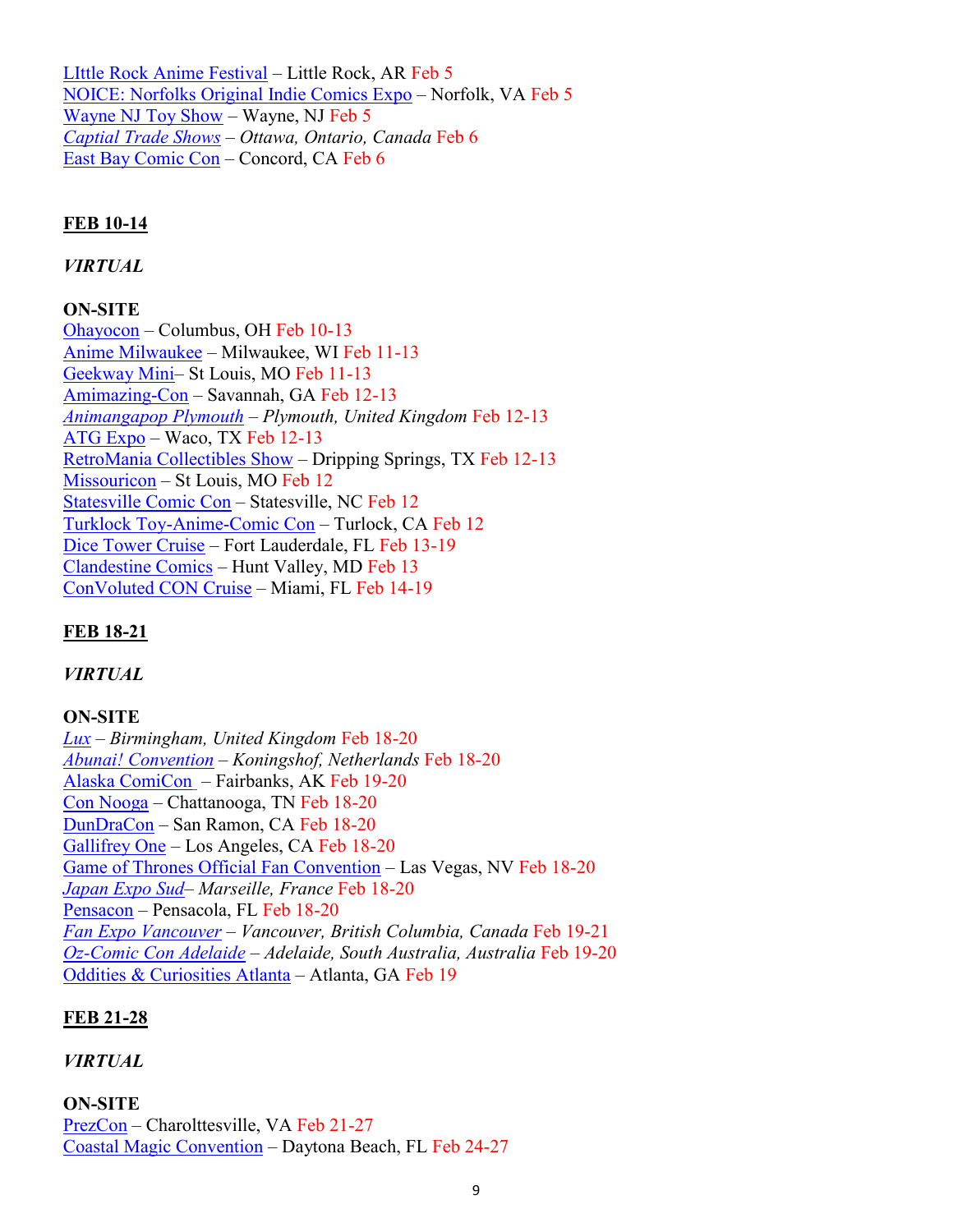LIttle Rock Anime Festival – Little Rock, AR Feb 5
NOICE: Norfolks Original Indie Comics Expo – Norfolk, VA Feb 5
Wayne NJ Toy Show – Wayne, NJ Feb 5
*Captial Trade Shows – Ottawa, Ontario, Canada* Feb 6
East Bay Comic Con – Concord, CA Feb 6

**FEB 10-14**

***VIRTUAL***

**ON-SITE**
Ohayocon – Columbus, OH Feb 10-13
Anime Milwaukee – Milwaukee, WI Feb 11-13
Geekway Mini– St Louis, MO Feb 11-13
Amimazing-Con – Savannah, GA Feb 12-13
*Animangapop Plymouth – Plymouth, United Kingdom* Feb 12-13
ATG Expo – Waco, TX Feb 12-13
RetroMania Collectibles Show – Dripping Springs, TX Feb 12-13
Missouricon – St Louis, MO Feb 12
Statesville Comic Con – Statesville, NC Feb 12
Turklock Toy-Anime-Comic Con – Turlock, CA Feb 12
Dice Tower Cruise – Fort Lauderdale, FL Feb 13-19
Clandestine Comics – Hunt Valley, MD Feb 13
ConVoluted CON Cruise – Miami, FL Feb 14-19

**FEB 18-21**

***VIRTUAL***

**ON-SITE**
*Lux – Birmingham, United Kingdom* Feb 18-20
*Abunai! Convention – Koningshof, Netherlands* Feb 18-20
Alaska ComiCon – Fairbanks, AK Feb 19-20
Con Nooga – Chattanooga, TN Feb 18-20
DunDraCon – San Ramon, CA Feb 18-20
Gallifrey One – Los Angeles, CA Feb 18-20
Game of Thrones Official Fan Convention – Las Vegas, NV Feb 18-20
*Japan Expo Sud– Marseille, France* Feb 18-20
Pensacon – Pensacola, FL Feb 18-20
*Fan Expo Vancouver – Vancouver, British Columbia, Canada* Feb 19-21
*Oz-Comic Con Adelaide – Adelaide, South Australia, Australia* Feb 19-20
Oddities & Curiosities Atlanta – Atlanta, GA Feb 19

**FEB 21-28**

***VIRTUAL***

**ON-SITE**
PrezCon – Charolttesville, VA Feb 21-27
Coastal Magic Convention – Daytona Beach, FL Feb 24-27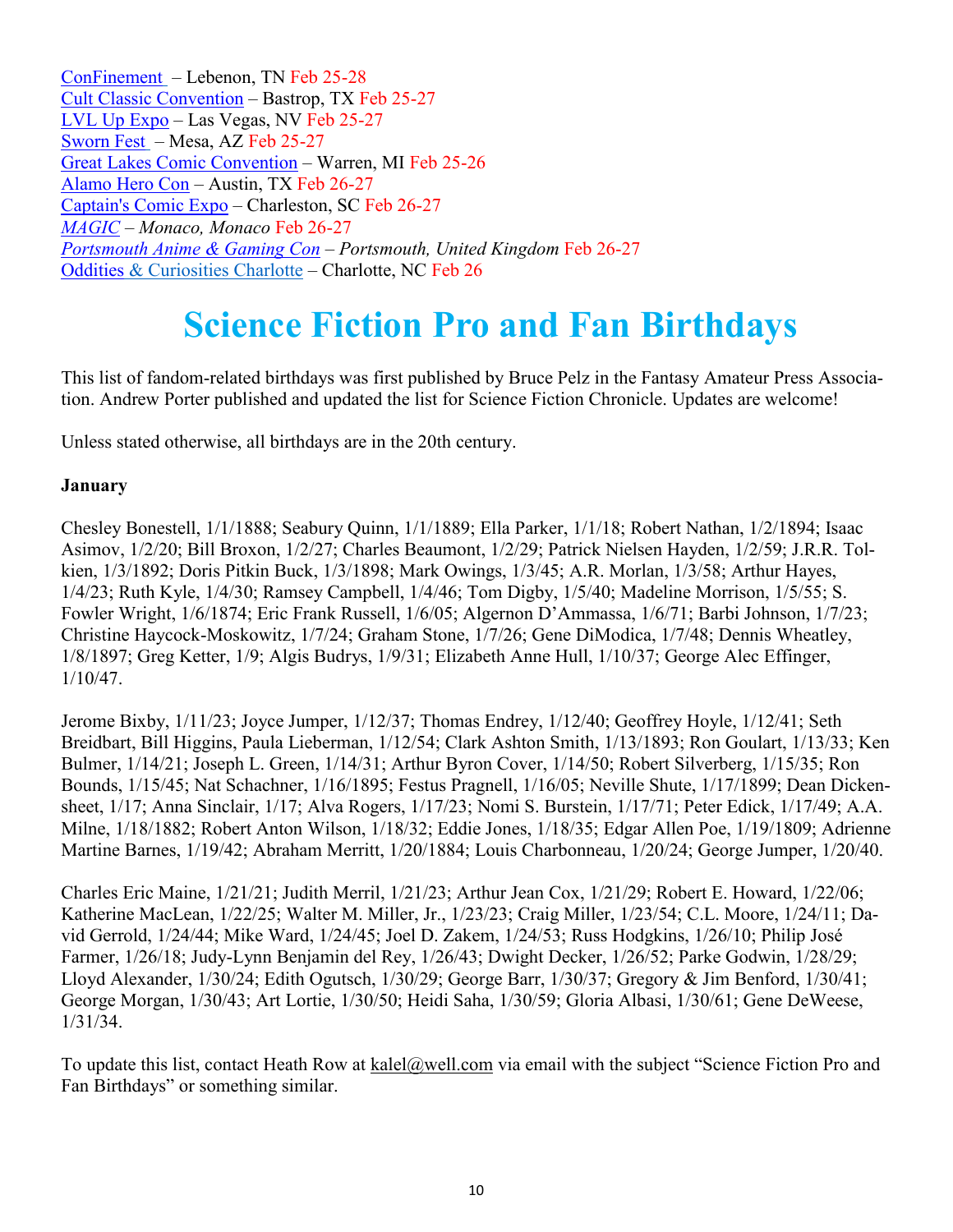ConFinement – Lebenon, TN Feb 25-28
Cult Classic Convention – Bastrop, TX Feb 25-27
LVL Up Expo – Las Vegas, NV Feb 25-27
Sworn Fest – Mesa, AZ Feb 25-27
Great Lakes Comic Convention – Warren, MI Feb 25-26
Alamo Hero Con – Austin, TX Feb 26-27
Captain's Comic Expo – Charleston, SC Feb 26-27
*MAGIC – Monaco, Monaco* Feb 26-27
*Portsmouth Anime & Gaming Con – Portsmouth, United Kingdom* Feb 26-27
Oddities & Curiosities Charlotte – Charlotte, NC Feb 26

# Science Fiction Pro and Fan Birthdays

This list of fandom-related birthdays was first published by Bruce Pelz in the Fantasy Amateur Press Association. Andrew Porter published and updated the list for Science Fiction Chronicle. Updates are welcome!

Unless stated otherwise, all birthdays are in the 20th century.

**January**

Chesley Bonestell, 1/1/1888; Seabury Quinn, 1/1/1889; Ella Parker, 1/1/18; Robert Nathan, 1/2/1894; Isaac Asimov, 1/2/20; Bill Broxon, 1/2/27; Charles Beaumont, 1/2/29; Patrick Nielsen Hayden, 1/2/59; J.R.R. Tolkien, 1/3/1892; Doris Pitkin Buck, 1/3/1898; Mark Owings, 1/3/45; A.R. Morlan, 1/3/58; Arthur Hayes, 1/4/23; Ruth Kyle, 1/4/30; Ramsey Campbell, 1/4/46; Tom Digby, 1/5/40; Madeline Morrison, 1/5/55; S. Fowler Wright, 1/6/1874; Eric Frank Russell, 1/6/05; Algernon D'Ammassa, 1/6/71; Barbi Johnson, 1/7/23; Christine Haycock-Moskowitz, 1/7/24; Graham Stone, 1/7/26; Gene DiModica, 1/7/48; Dennis Wheatley, 1/8/1897; Greg Ketter, 1/9; Algis Budrys, 1/9/31; Elizabeth Anne Hull, 1/10/37; George Alec Effinger, 1/10/47.

Jerome Bixby, 1/11/23; Joyce Jumper, 1/12/37; Thomas Endrey, 1/12/40; Geoffrey Hoyle, 1/12/41; Seth Breidbart, Bill Higgins, Paula Lieberman, 1/12/54; Clark Ashton Smith, 1/13/1893; Ron Goulart, 1/13/33; Ken Bulmer, 1/14/21; Joseph L. Green, 1/14/31; Arthur Byron Cover, 1/14/50; Robert Silverberg, 1/15/35; Ron Bounds, 1/15/45; Nat Schachner, 1/16/1895; Festus Pragnell, 1/16/05; Neville Shute, 1/17/1899; Dean Dickensheet, 1/17; Anna Sinclair, 1/17; Alva Rogers, 1/17/23; Nomi S. Burstein, 1/17/71; Peter Edick, 1/17/49; A.A. Milne, 1/18/1882; Robert Anton Wilson, 1/18/32; Eddie Jones, 1/18/35; Edgar Allen Poe, 1/19/1809; Adrienne Martine Barnes, 1/19/42; Abraham Merritt, 1/20/1884; Louis Charbonneau, 1/20/24; George Jumper, 1/20/40.

Charles Eric Maine, 1/21/21; Judith Merril, 1/21/23; Arthur Jean Cox, 1/21/29; Robert E. Howard, 1/22/06; Katherine MacLean, 1/22/25; Walter M. Miller, Jr., 1/23/23; Craig Miller, 1/23/54; C.L. Moore, 1/24/11; David Gerrold, 1/24/44; Mike Ward, 1/24/45; Joel D. Zakem, 1/24/53; Russ Hodgkins, 1/26/10; Philip José Farmer, 1/26/18; Judy-Lynn Benjamin del Rey, 1/26/43; Dwight Decker, 1/26/52; Parke Godwin, 1/28/29; Lloyd Alexander, 1/30/24; Edith Ogutsch, 1/30/29; George Barr, 1/30/37; Gregory & Jim Benford, 1/30/41; George Morgan, 1/30/43; Art Lortie, 1/30/50; Heidi Saha, 1/30/59; Gloria Albasi, 1/30/61; Gene DeWeese, 1/31/34.

To update this list, contact Heath Row at kalel@well.com via email with the subject "Science Fiction Pro and Fan Birthdays" or something similar.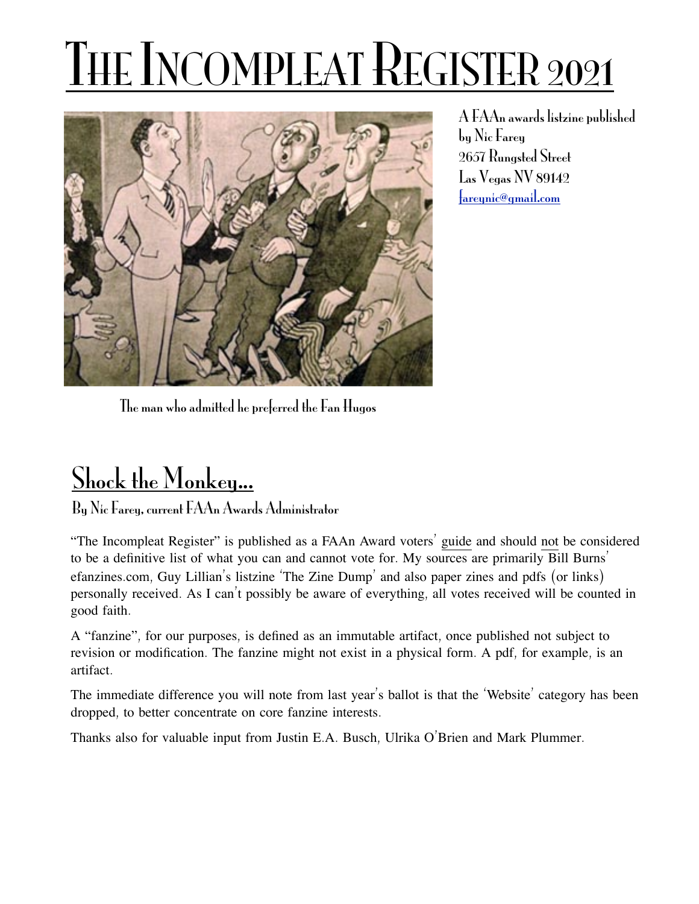# The Incompleat Register 2021

The man who admitted he preferred the Fan Hugos

A FAAn awards listzine published by Nic Farey
2657 Rungsted Street
Las Vegas NV 89142
fareynic@gmail.com

## Shock the Monkey...

By Nic Farey, current FAAn Awards Administrator

"The Incompleat Register" is published as a FAAn Award voters' guide and should not be considered to be a definitive list of what you can and cannot vote for. My sources are primarily Bill Burns' efanzines.com, Guy Lillian's listzine 'The Zine Dump' and also paper zines and pdfs (or links) personally received. As I can't possibly be aware of everything, all votes received will be counted in good faith.

A "fanzine", for our purposes, is defined as an immutable artifact, once published not subject to revision or modification. The fanzine might not exist in a physical form. A pdf, for example, is an artifact.

The immediate difference you will note from last year's ballot is that the 'Website' category has been dropped, to better concentrate on core fanzine interests.

Thanks also for valuable input from Justin E.A. Busch, Ulrika O'Brien and Mark Plummer.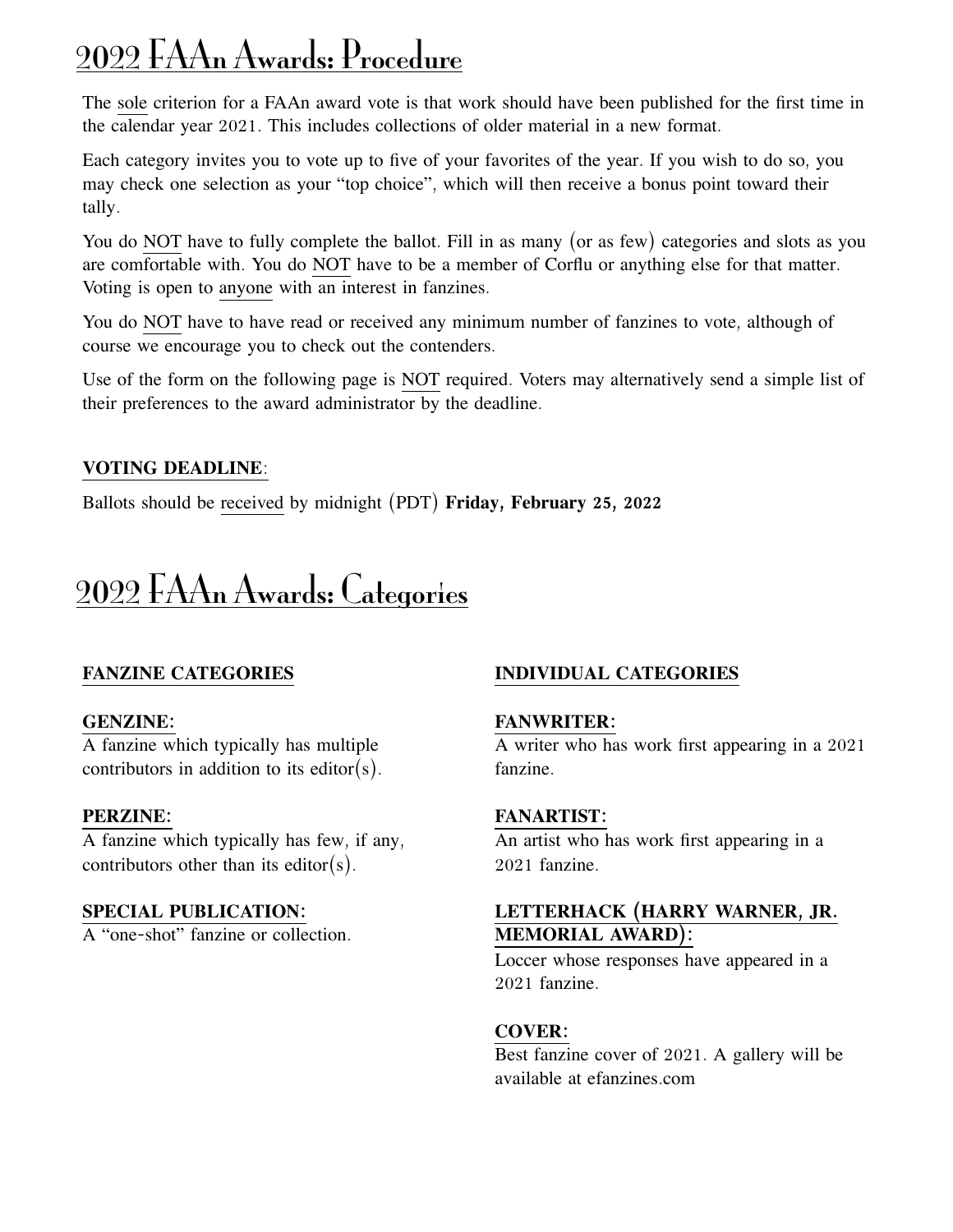# 2022 FAAn Awards: Procedure

The sole criterion for a FAAn award vote is that work should have been published for the first time in the calendar year 2021. This includes collections of older material in a new format.

Each category invites you to vote up to five of your favorites of the year. If you wish to do so, you may check one selection as your "top choice", which will then receive a bonus point toward their tally.

You do NOT have to fully complete the ballot. Fill in as many (or as few) categories and slots as you are comfortable with. You do NOT have to be a member of Corflu or anything else for that matter. Voting is open to anyone with an interest in fanzines.

You do NOT have to have read or received any minimum number of fanzines to vote, although of course we encourage you to check out the contenders.

Use of the form on the following page is NOT required. Voters may alternatively send a simple list of their preferences to the award administrator by the deadline.

**VOTING DEADLINE**:

Ballots should be received by midnight (PDT) **Friday, February 25, 2022**

# 2022 FAAn Awards: Categories

**FANZINE CATEGORIES**

**GENZINE:**
A fanzine which typically has multiple contributors in addition to its editor(s).

**PERZINE:**
A fanzine which typically has few, if any, contributors other than its editor(s).

**SPECIAL PUBLICATION:**
A "one-shot" fanzine or collection.

**INDIVIDUAL CATEGORIES**

**FANWRITER:**
A writer who has work first appearing in a 2021 fanzine.

**FANARTIST:**
An artist who has work first appearing in a 2021 fanzine.

**LETTERHACK (HARRY WARNER, JR. MEMORIAL AWARD):**
Loccer whose responses have appeared in a 2021 fanzine.

**COVER:**
Best fanzine cover of 2021. A gallery will be available at efanzines.com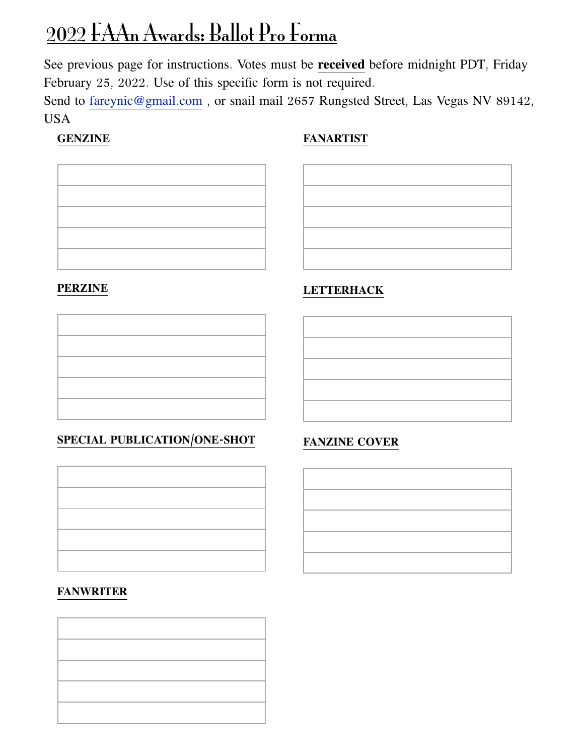# 2022 FAAn Awards: Ballot Pro Forma

See previous page for instructions. Votes must be **received** before midnight PDT, Friday February 25, 2022. Use of this specific form is not required.

Send to fareynic@gmail.com , or snail mail 2657 Rungsted Street, Las Vegas NV 89142, USA

**GENZINE**

| |
|---|
| |
| |
| |
| |
| |

**FANARTIST**

| |
|---|
| |
| |
| |
| |
| |

**PERZINE**

| |
|---|
| |
| |
| |
| |
| |

**LETTERHACK**

| |
|---|
| |
| |
| |
| |
| |

**SPECIAL PUBLICATION/ONE-SHOT**

| |
|---|
| |
| |
| |
| |
| |

**FANZINE COVER**

| |
|---|
| |
| |
| |
| |
| |

**FANWRITER**

| |
|---|
| |
| |
| |
| |
| |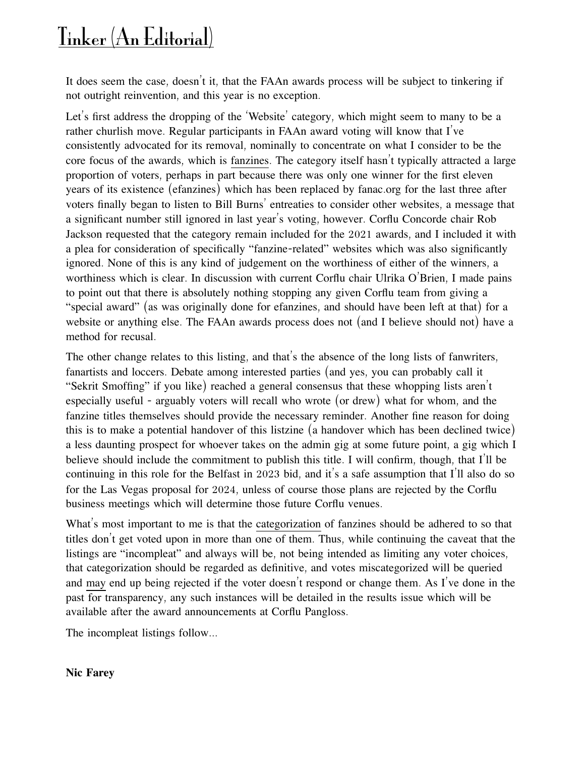# Tinker (An Editorial)

It does seem the case, doesn't it, that the FAAn awards process will be subject to tinkering if not outright reinvention, and this year is no exception.

Let's first address the dropping of the 'Website' category, which might seem to many to be a rather churlish move. Regular participants in FAAn award voting will know that I've consistently advocated for its removal, nominally to concentrate on what I consider to be the core focus of the awards, which is fanzines. The category itself hasn't typically attracted a large proportion of voters, perhaps in part because there was only one winner for the first eleven years of its existence (efanzines) which has been replaced by fanac.org for the last three after voters finally began to listen to Bill Burns' entreaties to consider other websites, a message that a significant number still ignored in last year's voting, however. Corflu Concorde chair Rob Jackson requested that the category remain included for the 2021 awards, and I included it with a plea for consideration of specifically "fanzine-related" websites which was also significantly ignored. None of this is any kind of judgement on the worthiness of either of the winners, a worthiness which is clear. In discussion with current Corflu chair Ulrika O'Brien, I made pains to point out that there is absolutely nothing stopping any given Corflu team from giving a "special award" (as was originally done for efanzines, and should have been left at that) for a website or anything else. The FAAn awards process does not (and I believe should not) have a method for recusal.

The other change relates to this listing, and that's the absence of the long lists of fanwriters, fanartists and loccers. Debate among interested parties (and yes, you can probably call it "Sekrit Smoffing" if you like) reached a general consensus that these whopping lists aren't especially useful - arguably voters will recall who wrote (or drew) what for whom, and the fanzine titles themselves should provide the necessary reminder. Another fine reason for doing this is to make a potential handover of this listzine (a handover which has been declined twice) a less daunting prospect for whoever takes on the admin gig at some future point, a gig which I believe should include the commitment to publish this title. I will confirm, though, that I'll be continuing in this role for the Belfast in 2023 bid, and it's a safe assumption that I'll also do so for the Las Vegas proposal for 2024, unless of course those plans are rejected by the Corflu business meetings which will determine those future Corflu venues.

What's most important to me is that the categorization of fanzines should be adhered to so that titles don't get voted upon in more than one of them. Thus, while continuing the caveat that the listings are "incompleat" and always will be, not being intended as limiting any voter choices, that categorization should be regarded as definitive, and votes miscategorized will be queried and may end up being rejected if the voter doesn't respond or change them. As I've done in the past for transparency, any such instances will be detailed in the results issue which will be available after the award announcements at Corflu Pangloss.

The incompleat listings follow...

**Nic Farey**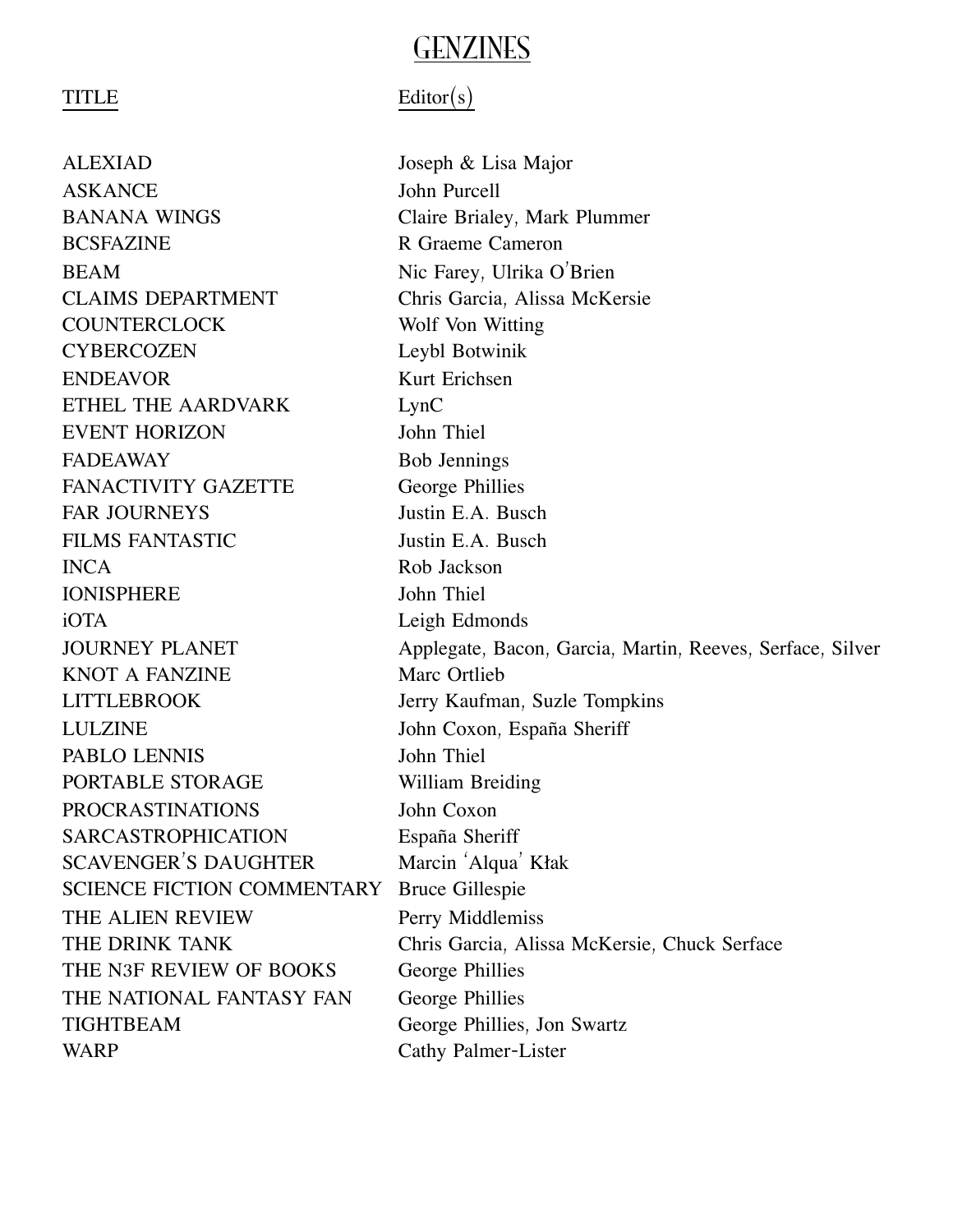# GENZINES

| TITLE | Editor(s) |
| --- | --- |
| ALEXIAD | Joseph & Lisa Major |
| ASKANCE | John Purcell |
| BANANA WINGS | Claire Brialey, Mark Plummer |
| BCSFAZINE | R Graeme Cameron |
| BEAM | Nic Farey, Ulrika O'Brien |
| CLAIMS DEPARTMENT | Chris Garcia, Alissa McKersie |
| COUNTERCLOCK | Wolf Von Witting |
| CYBERCOZEN | Leybl Botwinik |
| ENDEAVOR | Kurt Erichsen |
| ETHEL THE AARDVARK | LynC |
| EVENT HORIZON | John Thiel |
| FADEAWAY | Bob Jennings |
| FANACTIVITY GAZETTE | George Phillies |
| FAR JOURNEYS | Justin E.A. Busch |
| FILMS FANTASTIC | Justin E.A. Busch |
| INCA | Rob Jackson |
| IONISPHERE | John Thiel |
| iOTA | Leigh Edmonds |
| JOURNEY PLANET | Applegate, Bacon, Garcia, Martin, Reeves, Serface, Silver |
| KNOT A FANZINE | Marc Ortlieb |
| LITTLEBROOK | Jerry Kaufman, Suzle Tompkins |
| LULZINE | John Coxon, España Sheriff |
| PABLO LENNIS | John Thiel |
| PORTABLE STORAGE | William Breiding |
| PROCRASTINATIONS | John Coxon |
| SARCASTROPHICATION | España Sheriff |
| SCAVENGER'S DAUGHTER | Marcin 'Alqua' Kłak |
| SCIENCE FICTION COMMENTARY | Bruce Gillespie |
| THE ALIEN REVIEW | Perry Middlemiss |
| THE DRINK TANK | Chris Garcia, Alissa McKersie, Chuck Serface |
| THE N3F REVIEW OF BOOKS | George Phillies |
| THE NATIONAL FANTASY FAN | George Phillies |
| TIGHTBEAM | George Phillies, Jon Swartz |
| WARP | Cathy Palmer-Lister |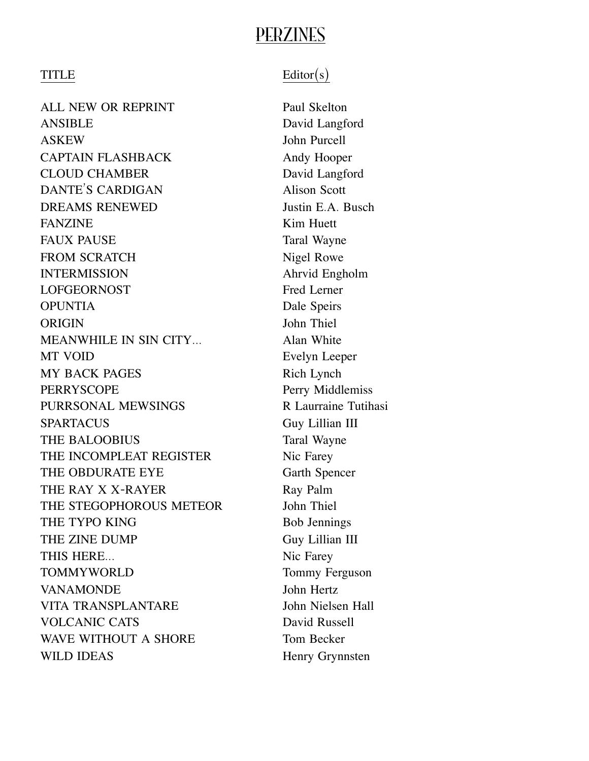# PERZINES

| TITLE | Editor(s) |
|---|---|
| ALL NEW OR REPRINT | Paul Skelton |
| ANSIBLE | David Langford |
| ASKEW | John Purcell |
| CAPTAIN FLASHBACK | Andy Hooper |
| CLOUD CHAMBER | David Langford |
| DANTE'S CARDIGAN | Alison Scott |
| DREAMS RENEWED | Justin E.A. Busch |
| FANZINE | Kim Huett |
| FAUX PAUSE | Taral Wayne |
| FROM SCRATCH | Nigel Rowe |
| INTERMISSION | Ahrvid Engholm |
| LOFGEORNOST | Fred Lerner |
| OPUNTIA | Dale Speirs |
| ORIGIN | John Thiel |
| MEANWHILE IN SIN CITY... | Alan White |
| MT VOID | Evelyn Leeper |
| MY BACK PAGES | Rich Lynch |
| PERRYSCOPE | Perry Middlemiss |
| PURRSONAL MEWSINGS | R Laurraine Tutihasi |
| SPARTACUS | Guy Lillian III |
| THE BALOOBIUS | Taral Wayne |
| THE INCOMPLEAT REGISTER | Nic Farey |
| THE OBDURATE EYE | Garth Spencer |
| THE RAY X X-RAYER | Ray Palm |
| THE STEGOPHOROUS METEOR | John Thiel |
| THE TYPO KING | Bob Jennings |
| THE ZINE DUMP | Guy Lillian III |
| THIS HERE... | Nic Farey |
| TOMMYWORLD | Tommy Ferguson |
| VANAMONDE | John Hertz |
| VITA TRANSPLANTARE | John Nielsen Hall |
| VOLCANIC CATS | David Russell |
| WAVE WITHOUT A SHORE | Tom Becker |
| WILD IDEAS | Henry Grynnsten |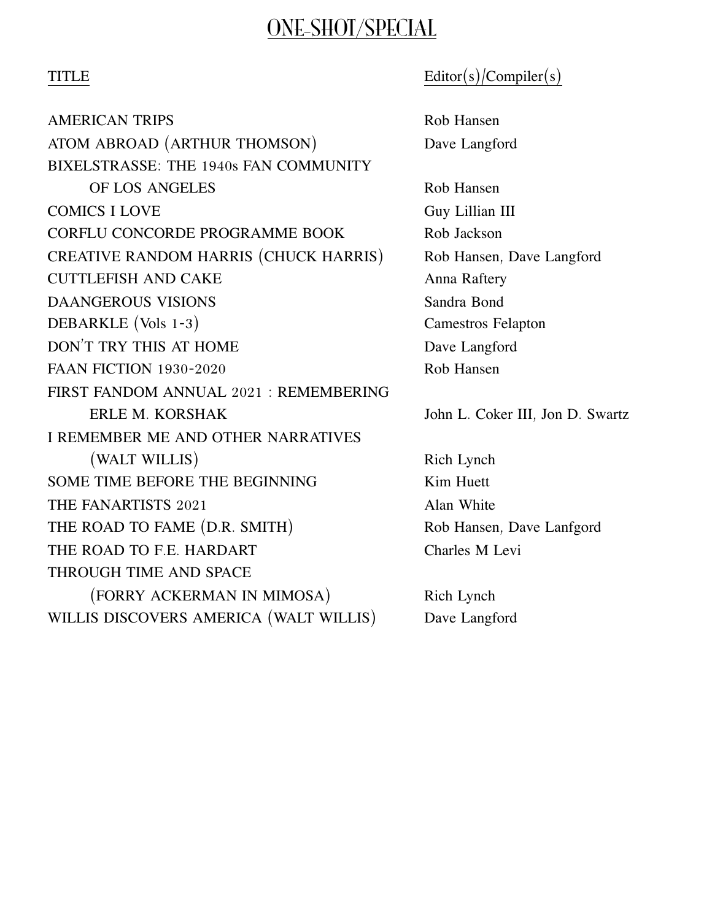# ONE-SHOT/SPECIAL

| TITLE | Editor(s)/Compiler(s) |
|---|---|
| AMERICAN TRIPS | Rob Hansen |
| ATOM ABROAD (ARTHUR THOMSON) | Dave Langford |
| BIXELSTRASSE: THE 1940s FAN COMMUNITY OF LOS ANGELES | Rob Hansen |
| COMICS I LOVE | Guy Lillian III |
| CORFLU CONCORDE PROGRAMME BOOK | Rob Jackson |
| CREATIVE RANDOM HARRIS (CHUCK HARRIS) | Rob Hansen, Dave Langford |
| CUTTLEFISH AND CAKE | Anna Raftery |
| DAANGEROUS VISIONS | Sandra Bond |
| DEBARKLE (Vols 1-3) | Camestros Felapton |
| DON'T TRY THIS AT HOME | Dave Langford |
| FAAN FICTION 1930-2020 | Rob Hansen |
| FIRST FANDOM ANNUAL 2021 : REMEMBERING ERLE M. KORSHAK | John L. Coker III, Jon D. Swartz |
| I REMEMBER ME AND OTHER NARRATIVES (WALT WILLIS) | Rich Lynch |
| SOME TIME BEFORE THE BEGINNING | Kim Huett |
| THE FANARTISTS 2021 | Alan White |
| THE ROAD TO FAME (D.R. SMITH) | Rob Hansen, Dave Lanfgord |
| THE ROAD TO F.E. HARDART | Charles M Levi |
| THROUGH TIME AND SPACE (FORRY ACKERMAN IN MIMOSA) | Rich Lynch |
| WILLIS DISCOVERS AMERICA (WALT WILLIS) | Dave Langford |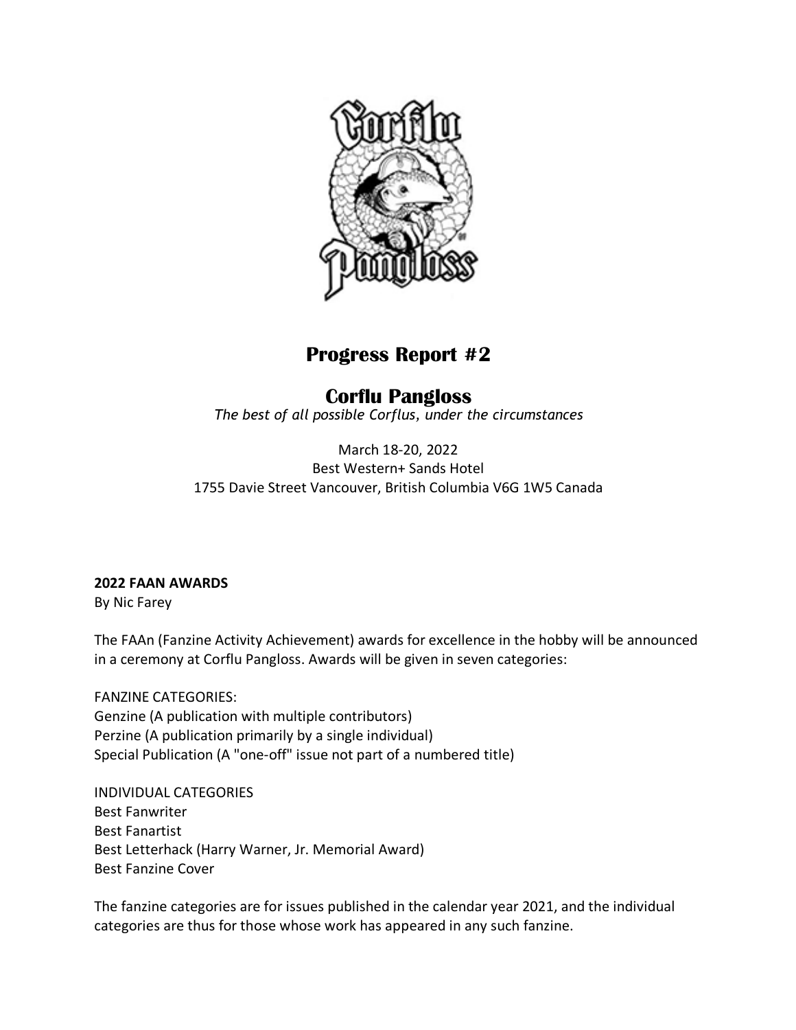# Progress Report #2

## Corflu Pangloss

*The best of all possible Corflus, under the circumstances*

March 18-20, 2022
Best Western+ Sands Hotel
1755 Davie Street Vancouver, British Columbia V6G 1W5 Canada

**2022 FAAN AWARDS**
By Nic Farey

The FAAn (Fanzine Activity Achievement) awards for excellence in the hobby will be announced in a ceremony at Corflu Pangloss. Awards will be given in seven categories:

FANZINE CATEGORIES:
Genzine (A publication with multiple contributors)
Perzine (A publication primarily by a single individual)
Special Publication (A "one-off" issue not part of a numbered title)

INDIVIDUAL CATEGORIES
Best Fanwriter
Best Fanartist
Best Letterhack (Harry Warner, Jr. Memorial Award)
Best Fanzine Cover

The fanzine categories are for issues published in the calendar year 2021, and the individual categories are thus for those whose work has appeared in any such fanzine.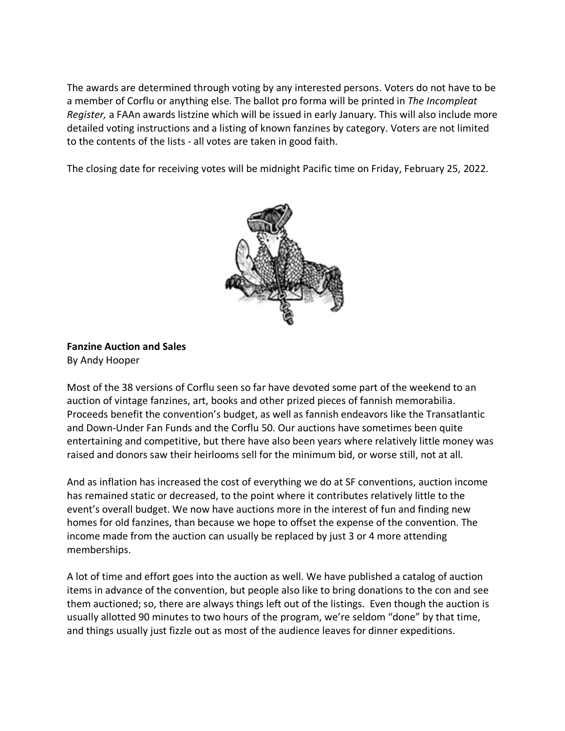The awards are determined through voting by any interested persons. Voters do not have to be a member of Corflu or anything else. The ballot pro forma will be printed in *The Incompleat Register,* a FAAn awards listzine which will be issued in early January. This will also include more detailed voting instructions and a listing of known fanzines by category. Voters are not limited to the contents of the lists - all votes are taken in good faith.

The closing date for receiving votes will be midnight Pacific time on Friday, February 25, 2022.

**Fanzine Auction and Sales**
By Andy Hooper

Most of the 38 versions of Corflu seen so far have devoted some part of the weekend to an auction of vintage fanzines, art, books and other prized pieces of fannish memorabilia. Proceeds benefit the convention's budget, as well as fannish endeavors like the Transatlantic and Down-Under Fan Funds and the Corflu 50. Our auctions have sometimes been quite entertaining and competitive, but there have also been years where relatively little money was raised and donors saw their heirlooms sell for the minimum bid, or worse still, not at all.

And as inflation has increased the cost of everything we do at SF conventions, auction income has remained static or decreased, to the point where it contributes relatively little to the event's overall budget. We now have auctions more in the interest of fun and finding new homes for old fanzines, than because we hope to offset the expense of the convention. The income made from the auction can usually be replaced by just 3 or 4 more attending memberships.

A lot of time and effort goes into the auction as well. We have published a catalog of auction items in advance of the convention, but people also like to bring donations to the con and see them auctioned; so, there are always things left out of the listings. Even though the auction is usually allotted 90 minutes to two hours of the program, we're seldom "done" by that time, and things usually just fizzle out as most of the audience leaves for dinner expeditions.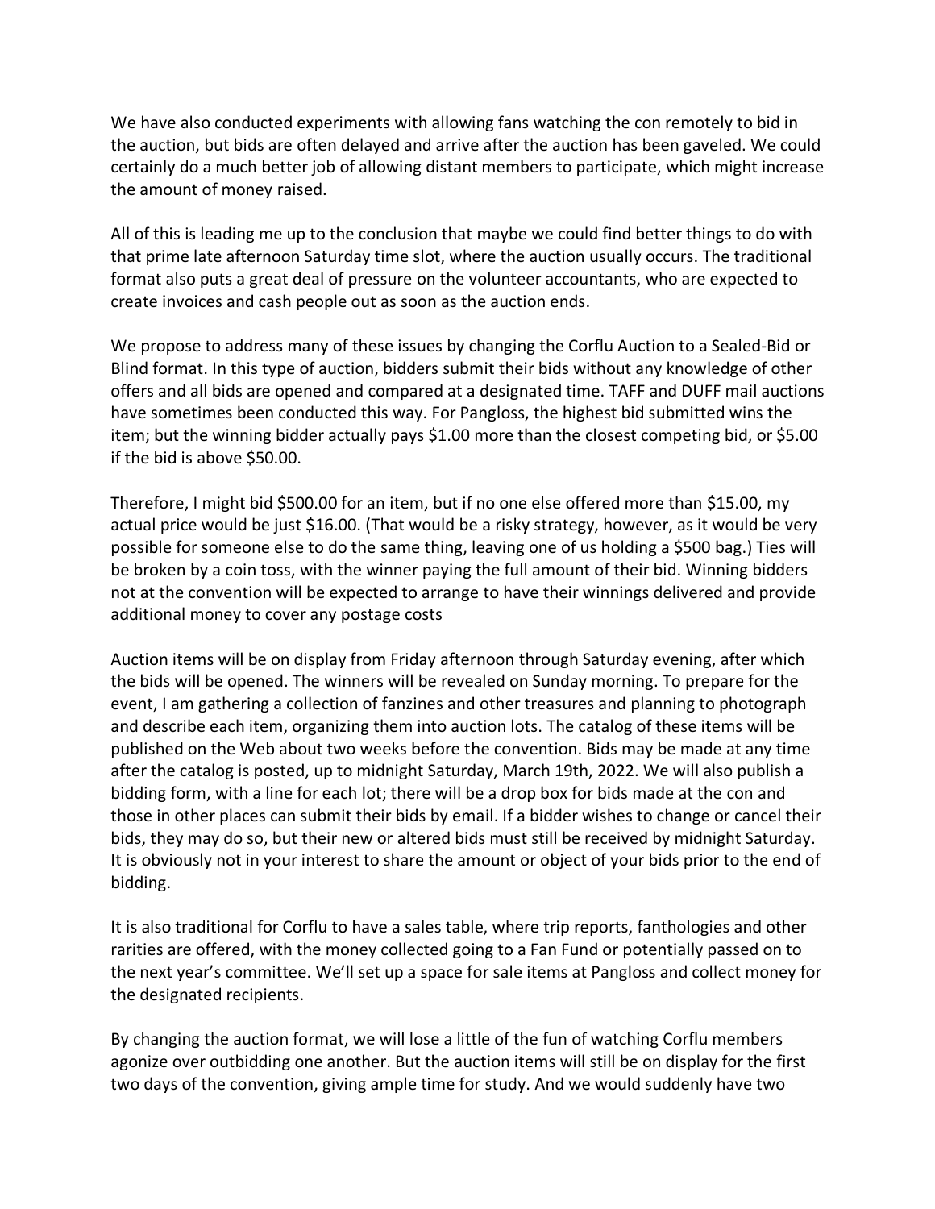We have also conducted experiments with allowing fans watching the con remotely to bid in the auction, but bids are often delayed and arrive after the auction has been gaveled. We could certainly do a much better job of allowing distant members to participate, which might increase the amount of money raised.

All of this is leading me up to the conclusion that maybe we could find better things to do with that prime late afternoon Saturday time slot, where the auction usually occurs. The traditional format also puts a great deal of pressure on the volunteer accountants, who are expected to create invoices and cash people out as soon as the auction ends.

We propose to address many of these issues by changing the Corflu Auction to a Sealed-Bid or Blind format. In this type of auction, bidders submit their bids without any knowledge of other offers and all bids are opened and compared at a designated time. TAFF and DUFF mail auctions have sometimes been conducted this way. For Pangloss, the highest bid submitted wins the item; but the winning bidder actually pays $1.00 more than the closest competing bid, or $5.00 if the bid is above $50.00.

Therefore, I might bid $500.00 for an item, but if no one else offered more than $15.00, my actual price would be just $16.00. (That would be a risky strategy, however, as it would be very possible for someone else to do the same thing, leaving one of us holding a $500 bag.) Ties will be broken by a coin toss, with the winner paying the full amount of their bid. Winning bidders not at the convention will be expected to arrange to have their winnings delivered and provide additional money to cover any postage costs

Auction items will be on display from Friday afternoon through Saturday evening, after which the bids will be opened. The winners will be revealed on Sunday morning. To prepare for the event, I am gathering a collection of fanzines and other treasures and planning to photograph and describe each item, organizing them into auction lots. The catalog of these items will be published on the Web about two weeks before the convention. Bids may be made at any time after the catalog is posted, up to midnight Saturday, March 19th, 2022. We will also publish a bidding form, with a line for each lot; there will be a drop box for bids made at the con and those in other places can submit their bids by email. If a bidder wishes to change or cancel their bids, they may do so, but their new or altered bids must still be received by midnight Saturday. It is obviously not in your interest to share the amount or object of your bids prior to the end of bidding.

It is also traditional for Corflu to have a sales table, where trip reports, fanthologies and other rarities are offered, with the money collected going to a Fan Fund or potentially passed on to the next year's committee. We'll set up a space for sale items at Pangloss and collect money for the designated recipients.

By changing the auction format, we will lose a little of the fun of watching Corflu members agonize over outbidding one another. But the auction items will still be on display for the first two days of the convention, giving ample time for study. And we would suddenly have two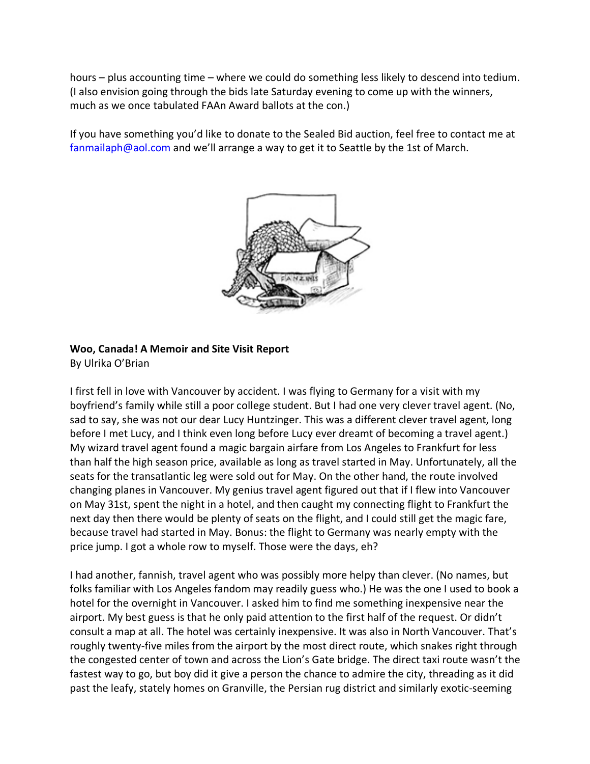hours – plus accounting time – where we could do something less likely to descend into tedium. (I also envision going through the bids late Saturday evening to come up with the winners, much as we once tabulated FAAn Award ballots at the con.)

If you have something you'd like to donate to the Sealed Bid auction, feel free to contact me at fanmailaph@aol.com and we'll arrange a way to get it to Seattle by the 1st of March.

**Woo, Canada! A Memoir and Site Visit Report**
By Ulrika O'Brian

I first fell in love with Vancouver by accident. I was flying to Germany for a visit with my boyfriend's family while still a poor college student. But I had one very clever travel agent. (No, sad to say, she was not our dear Lucy Huntzinger. This was a different clever travel agent, long before I met Lucy, and I think even long before Lucy ever dreamt of becoming a travel agent.) My wizard travel agent found a magic bargain airfare from Los Angeles to Frankfurt for less than half the high season price, available as long as travel started in May. Unfortunately, all the seats for the transatlantic leg were sold out for May. On the other hand, the route involved changing planes in Vancouver. My genius travel agent figured out that if I flew into Vancouver on May 31st, spent the night in a hotel, and then caught my connecting flight to Frankfurt the next day then there would be plenty of seats on the flight, and I could still get the magic fare, because travel had started in May. Bonus: the flight to Germany was nearly empty with the price jump. I got a whole row to myself. Those were the days, eh?

I had another, fannish, travel agent who was possibly more helpy than clever. (No names, but folks familiar with Los Angeles fandom may readily guess who.) He was the one I used to book a hotel for the overnight in Vancouver. I asked him to find me something inexpensive near the airport. My best guess is that he only paid attention to the first half of the request. Or didn't consult a map at all. The hotel was certainly inexpensive. It was also in North Vancouver. That's roughly twenty-five miles from the airport by the most direct route, which snakes right through the congested center of town and across the Lion's Gate bridge. The direct taxi route wasn't the fastest way to go, but boy did it give a person the chance to admire the city, threading as it did past the leafy, stately homes on Granville, the Persian rug district and similarly exotic-seeming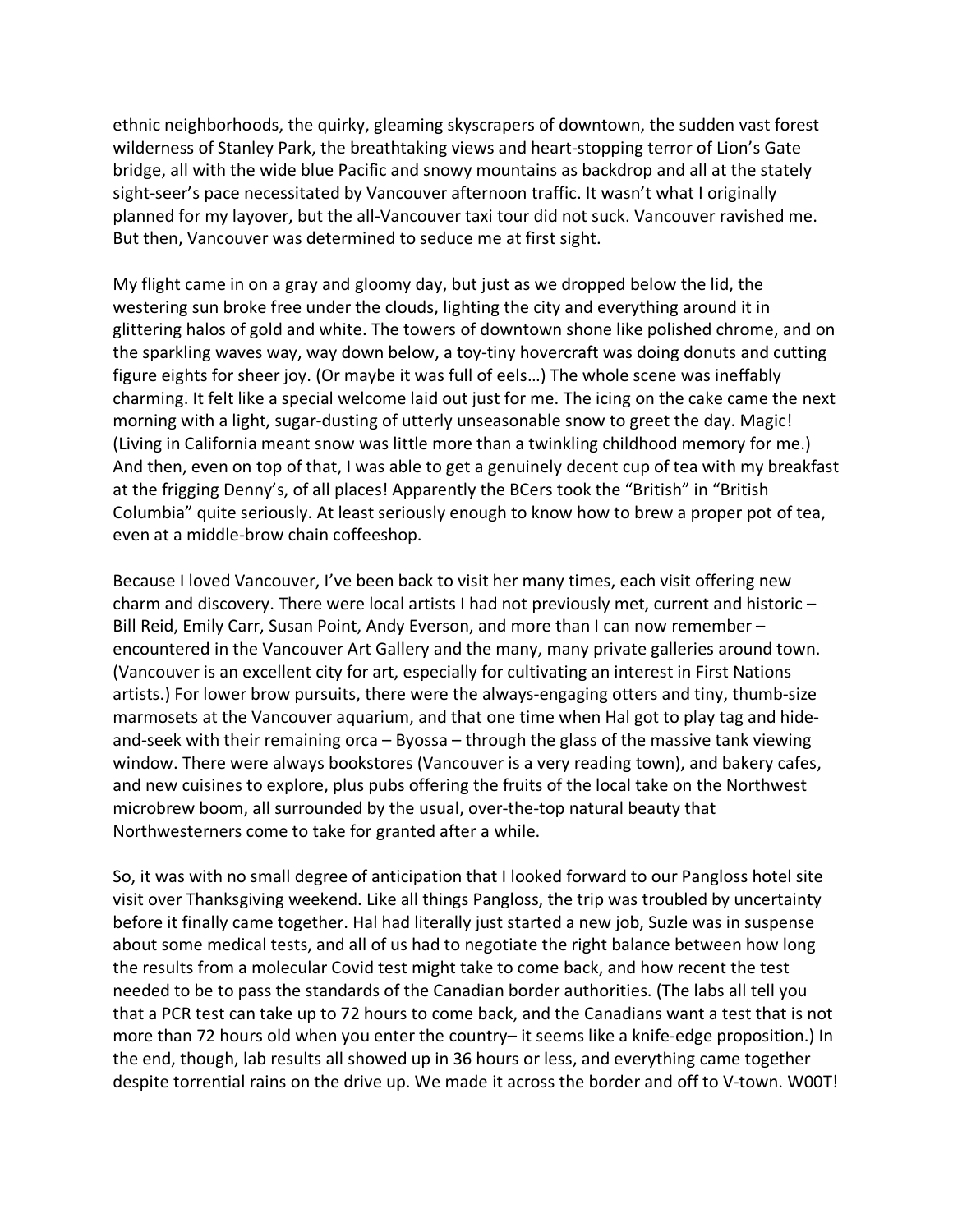ethnic neighborhoods, the quirky, gleaming skyscrapers of downtown, the sudden vast forest wilderness of Stanley Park, the breathtaking views and heart-stopping terror of Lion's Gate bridge, all with the wide blue Pacific and snowy mountains as backdrop and all at the stately sight-seer's pace necessitated by Vancouver afternoon traffic. It wasn't what I originally planned for my layover, but the all-Vancouver taxi tour did not suck. Vancouver ravished me. But then, Vancouver was determined to seduce me at first sight.

My flight came in on a gray and gloomy day, but just as we dropped below the lid, the westering sun broke free under the clouds, lighting the city and everything around it in glittering halos of gold and white. The towers of downtown shone like polished chrome, and on the sparkling waves way, way down below, a toy-tiny hovercraft was doing donuts and cutting figure eights for sheer joy. (Or maybe it was full of eels…) The whole scene was ineffably charming. It felt like a special welcome laid out just for me. The icing on the cake came the next morning with a light, sugar-dusting of utterly unseasonable snow to greet the day. Magic! (Living in California meant snow was little more than a twinkling childhood memory for me.) And then, even on top of that, I was able to get a genuinely decent cup of tea with my breakfast at the frigging Denny's, of all places! Apparently the BCers took the "British" in "British Columbia" quite seriously. At least seriously enough to know how to brew a proper pot of tea, even at a middle-brow chain coffeeshop.

Because I loved Vancouver, I've been back to visit her many times, each visit offering new charm and discovery. There were local artists I had not previously met, current and historic – Bill Reid, Emily Carr, Susan Point, Andy Everson, and more than I can now remember – encountered in the Vancouver Art Gallery and the many, many private galleries around town. (Vancouver is an excellent city for art, especially for cultivating an interest in First Nations artists.) For lower brow pursuits, there were the always-engaging otters and tiny, thumb-size marmosets at the Vancouver aquarium, and that one time when Hal got to play tag and hide-and-seek with their remaining orca – Byossa – through the glass of the massive tank viewing window. There were always bookstores (Vancouver is a very reading town), and bakery cafes, and new cuisines to explore, plus pubs offering the fruits of the local take on the Northwest microbrew boom, all surrounded by the usual, over-the-top natural beauty that Northwesterners come to take for granted after a while.

So, it was with no small degree of anticipation that I looked forward to our Pangloss hotel site visit over Thanksgiving weekend. Like all things Pangloss, the trip was troubled by uncertainty before it finally came together. Hal had literally just started a new job, Suzle was in suspense about some medical tests, and all of us had to negotiate the right balance between how long the results from a molecular Covid test might take to come back, and how recent the test needed to be to pass the standards of the Canadian border authorities. (The labs all tell you that a PCR test can take up to 72 hours to come back, and the Canadians want a test that is not more than 72 hours old when you enter the country– it seems like a knife-edge proposition.) In the end, though, lab results all showed up in 36 hours or less, and everything came together despite torrential rains on the drive up. We made it across the border and off to V-town. W00T!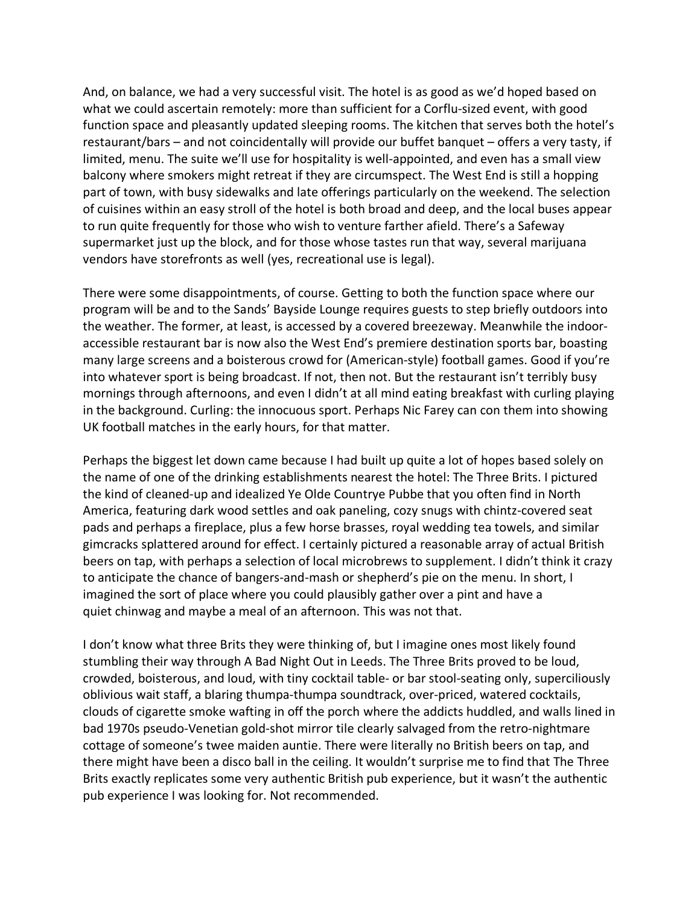And, on balance, we had a very successful visit. The hotel is as good as we'd hoped based on what we could ascertain remotely: more than sufficient for a Corflu-sized event, with good function space and pleasantly updated sleeping rooms. The kitchen that serves both the hotel's restaurant/bars – and not coincidentally will provide our buffet banquet – offers a very tasty, if limited, menu. The suite we'll use for hospitality is well-appointed, and even has a small view balcony where smokers might retreat if they are circumspect. The West End is still a hopping part of town, with busy sidewalks and late offerings particularly on the weekend. The selection of cuisines within an easy stroll of the hotel is both broad and deep, and the local buses appear to run quite frequently for those who wish to venture farther afield. There's a Safeway supermarket just up the block, and for those whose tastes run that way, several marijuana vendors have storefronts as well (yes, recreational use is legal).

There were some disappointments, of course. Getting to both the function space where our program will be and to the Sands' Bayside Lounge requires guests to step briefly outdoors into the weather. The former, at least, is accessed by a covered breezeway. Meanwhile the indoor-accessible restaurant bar is now also the West End's premiere destination sports bar, boasting many large screens and a boisterous crowd for (American-style) football games. Good if you're into whatever sport is being broadcast. If not, then not. But the restaurant isn't terribly busy mornings through afternoons, and even I didn't at all mind eating breakfast with curling playing in the background. Curling: the innocuous sport. Perhaps Nic Farey can con them into showing UK football matches in the early hours, for that matter.

Perhaps the biggest let down came because I had built up quite a lot of hopes based solely on the name of one of the drinking establishments nearest the hotel: The Three Brits. I pictured the kind of cleaned-up and idealized Ye Olde Countrye Pubbe that you often find in North America, featuring dark wood settles and oak paneling, cozy snugs with chintz-covered seat pads and perhaps a fireplace, plus a few horse brasses, royal wedding tea towels, and similar gimcracks splattered around for effect. I certainly pictured a reasonable array of actual British beers on tap, with perhaps a selection of local microbrews to supplement. I didn't think it crazy to anticipate the chance of bangers-and-mash or shepherd's pie on the menu. In short, I imagined the sort of place where you could plausibly gather over a pint and have a quiet chinwag and maybe a meal of an afternoon. This was not that.

I don't know what three Brits they were thinking of, but I imagine ones most likely found stumbling their way through A Bad Night Out in Leeds. The Three Brits proved to be loud, crowded, boisterous, and loud, with tiny cocktail table- or bar stool-seating only, superciliously oblivious wait staff, a blaring thumpa-thumpa soundtrack, over-priced, watered cocktails, clouds of cigarette smoke wafting in off the porch where the addicts huddled, and walls lined in bad 1970s pseudo-Venetian gold-shot mirror tile clearly salvaged from the retro-nightmare cottage of someone's twee maiden auntie. There were literally no British beers on tap, and there might have been a disco ball in the ceiling. It wouldn't surprise me to find that The Three Brits exactly replicates some very authentic British pub experience, but it wasn't the authentic pub experience I was looking for. Not recommended.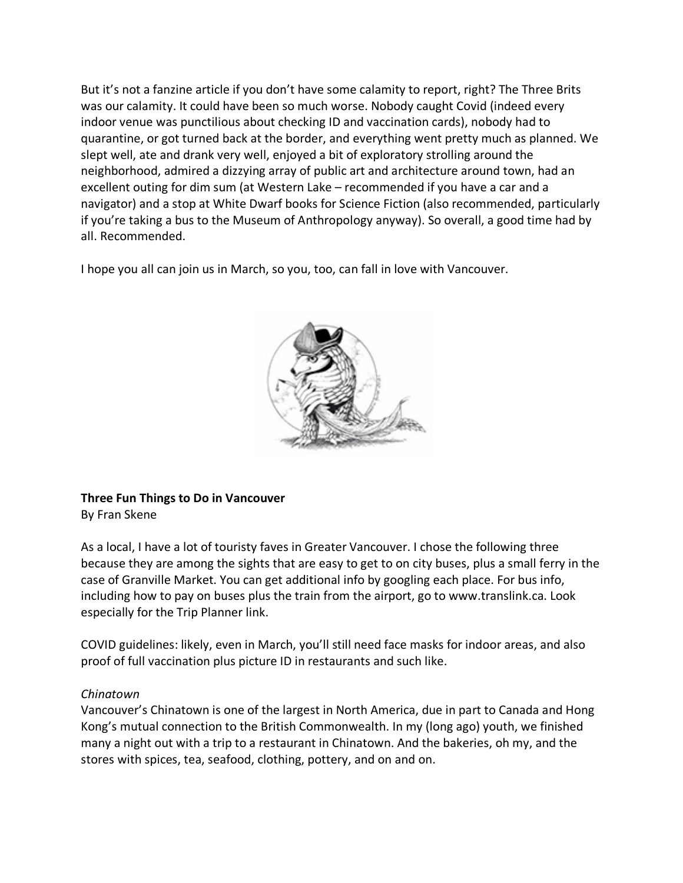But it's not a fanzine article if you don't have some calamity to report, right? The Three Brits was our calamity. It could have been so much worse. Nobody caught Covid (indeed every indoor venue was punctilious about checking ID and vaccination cards), nobody had to quarantine, or got turned back at the border, and everything went pretty much as planned. We slept well, ate and drank very well, enjoyed a bit of exploratory strolling around the neighborhood, admired a dizzying array of public art and architecture around town, had an excellent outing for dim sum (at Western Lake – recommended if you have a car and a navigator) and a stop at White Dwarf books for Science Fiction (also recommended, particularly if you're taking a bus to the Museum of Anthropology anyway). So overall, a good time had by all. Recommended.

I hope you all can join us in March, so you, too, can fall in love with Vancouver.

**Three Fun Things to Do in Vancouver**
By Fran Skene

As a local, I have a lot of touristy faves in Greater Vancouver. I chose the following three because they are among the sights that are easy to get to on city buses, plus a small ferry in the case of Granville Market. You can get additional info by googling each place. For bus info, including how to pay on buses plus the train from the airport, go to www.translink.ca. Look especially for the Trip Planner link.

COVID guidelines: likely, even in March, you'll still need face masks for indoor areas, and also proof of full vaccination plus picture ID in restaurants and such like.

*Chinatown*
Vancouver's Chinatown is one of the largest in North America, due in part to Canada and Hong Kong's mutual connection to the British Commonwealth. In my (long ago) youth, we finished many a night out with a trip to a restaurant in Chinatown. And the bakeries, oh my, and the stores with spices, tea, seafood, clothing, pottery, and on and on.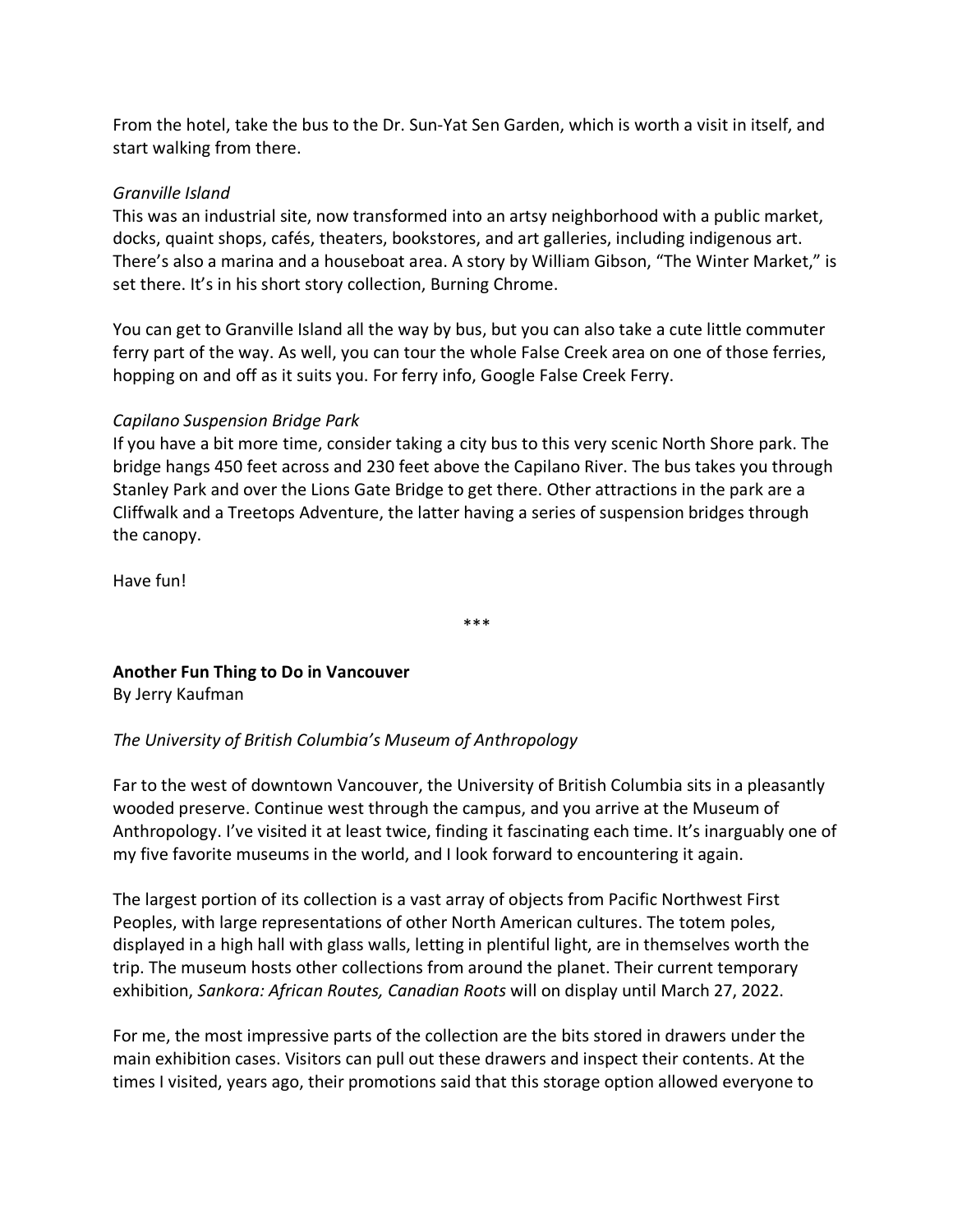From the hotel, take the bus to the Dr. Sun-Yat Sen Garden, which is worth a visit in itself, and start walking from there.

*Granville Island*
This was an industrial site, now transformed into an artsy neighborhood with a public market, docks, quaint shops, cafés, theaters, bookstores, and art galleries, including indigenous art. There's also a marina and a houseboat area. A story by William Gibson, "The Winter Market," is set there. It's in his short story collection, Burning Chrome.

You can get to Granville Island all the way by bus, but you can also take a cute little commuter ferry part of the way. As well, you can tour the whole False Creek area on one of those ferries, hopping on and off as it suits you. For ferry info, Google False Creek Ferry.

*Capilano Suspension Bridge Park*
If you have a bit more time, consider taking a city bus to this very scenic North Shore park. The bridge hangs 450 feet across and 230 feet above the Capilano River. The bus takes you through Stanley Park and over the Lions Gate Bridge to get there. Other attractions in the park are a Cliffwalk and a Treetops Adventure, the latter having a series of suspension bridges through the canopy.

Have fun!

***

**Another Fun Thing to Do in Vancouver**
By Jerry Kaufman

*The University of British Columbia's Museum of Anthropology*

Far to the west of downtown Vancouver, the University of British Columbia sits in a pleasantly wooded preserve. Continue west through the campus, and you arrive at the Museum of Anthropology. I've visited it at least twice, finding it fascinating each time. It's inarguably one of my five favorite museums in the world, and I look forward to encountering it again.

The largest portion of its collection is a vast array of objects from Pacific Northwest First Peoples, with large representations of other North American cultures. The totem poles, displayed in a high hall with glass walls, letting in plentiful light, are in themselves worth the trip. The museum hosts other collections from around the planet. Their current temporary exhibition, *Sankora: African Routes, Canadian Roots* will on display until March 27, 2022.

For me, the most impressive parts of the collection are the bits stored in drawers under the main exhibition cases. Visitors can pull out these drawers and inspect their contents. At the times I visited, years ago, their promotions said that this storage option allowed everyone to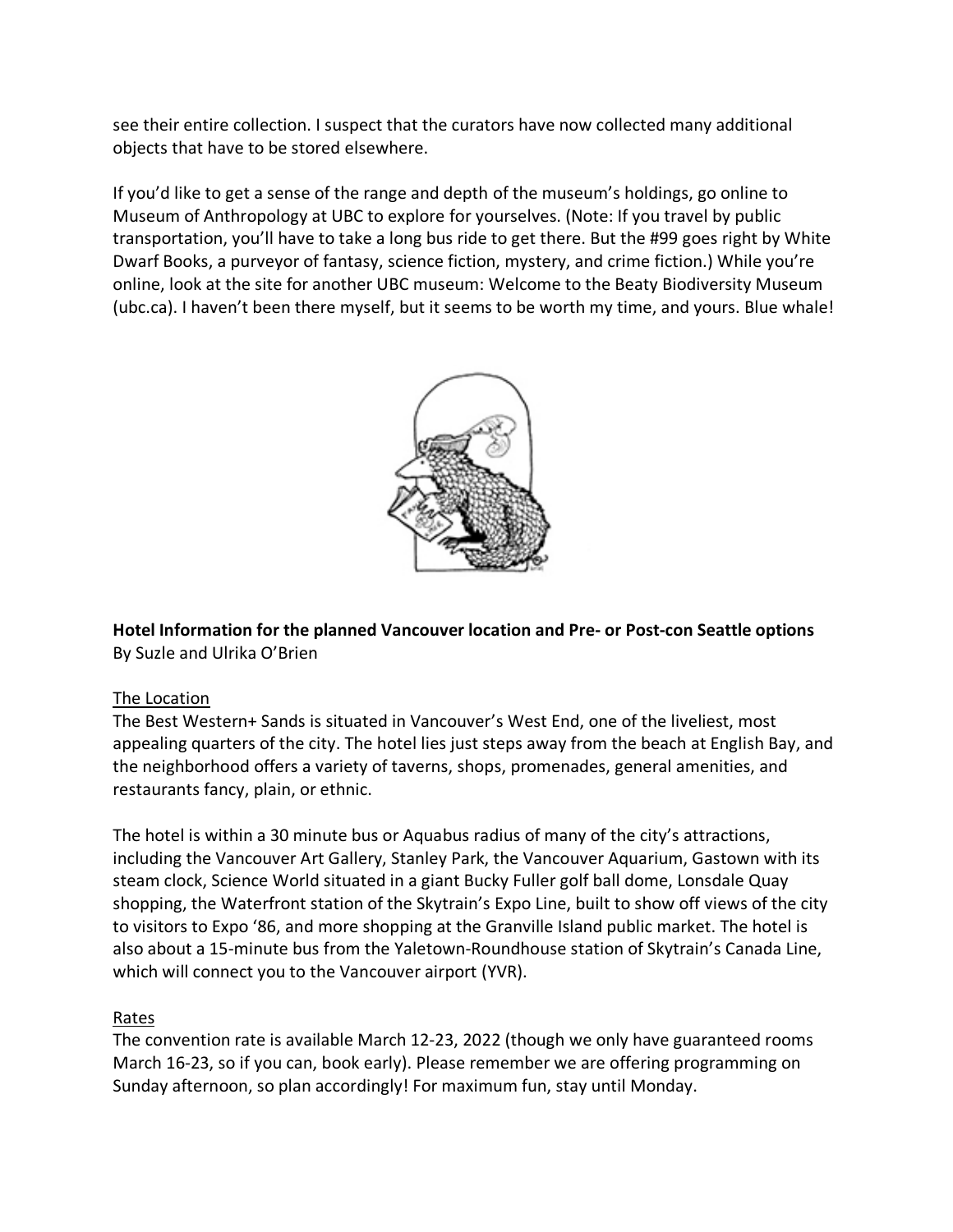see their entire collection. I suspect that the curators have now collected many additional objects that have to be stored elsewhere.

If you'd like to get a sense of the range and depth of the museum's holdings, go online to Museum of Anthropology at UBC to explore for yourselves. (Note: If you travel by public transportation, you'll have to take a long bus ride to get there. But the #99 goes right by White Dwarf Books, a purveyor of fantasy, science fiction, mystery, and crime fiction.) While you're online, look at the site for another UBC museum: Welcome to the Beaty Biodiversity Museum (ubc.ca). I haven't been there myself, but it seems to be worth my time, and yours. Blue whale!

**Hotel Information for the planned Vancouver location and Pre- or Post-con Seattle options**
By Suzle and Ulrika O'Brien

The Location

The Best Western+ Sands is situated in Vancouver's West End, one of the liveliest, most appealing quarters of the city. The hotel lies just steps away from the beach at English Bay, and the neighborhood offers a variety of taverns, shops, promenades, general amenities, and restaurants fancy, plain, or ethnic.

The hotel is within a 30 minute bus or Aquabus radius of many of the city's attractions, including the Vancouver Art Gallery, Stanley Park, the Vancouver Aquarium, Gastown with its steam clock, Science World situated in a giant Bucky Fuller golf ball dome, Lonsdale Quay shopping, the Waterfront station of the Skytrain's Expo Line, built to show off views of the city to visitors to Expo '86, and more shopping at the Granville Island public market. The hotel is also about a 15-minute bus from the Yaletown-Roundhouse station of Skytrain's Canada Line, which will connect you to the Vancouver airport (YVR).

Rates

The convention rate is available March 12-23, 2022 (though we only have guaranteed rooms March 16-23, so if you can, book early). Please remember we are offering programming on Sunday afternoon, so plan accordingly! For maximum fun, stay until Monday.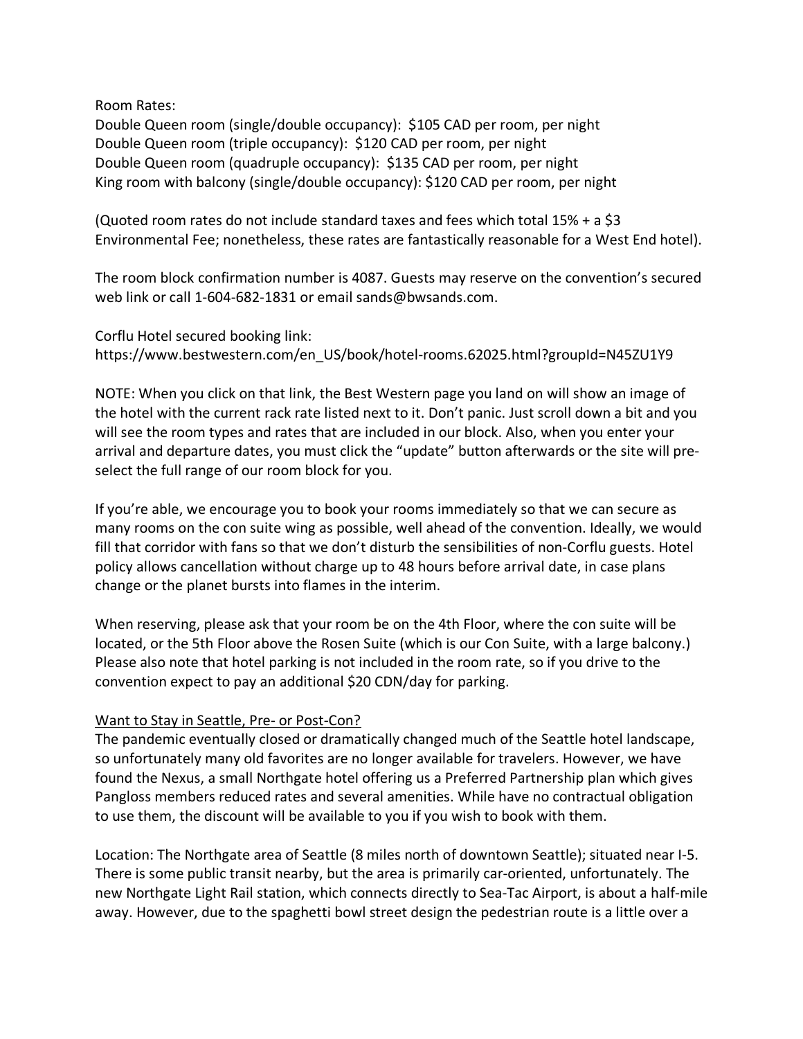Room Rates:
Double Queen room (single/double occupancy): $105 CAD per room, per night
Double Queen room (triple occupancy): $120 CAD per room, per night
Double Queen room (quadruple occupancy): $135 CAD per room, per night
King room with balcony (single/double occupancy): $120 CAD per room, per night

(Quoted room rates do not include standard taxes and fees which total 15% + a $3 Environmental Fee; nonetheless, these rates are fantastically reasonable for a West End hotel).

The room block confirmation number is 4087. Guests may reserve on the convention's secured web link or call 1-604-682-1831 or email sands@bwsands.com.

Corflu Hotel secured booking link:
https://www.bestwestern.com/en_US/book/hotel-rooms.62025.html?groupId=N45ZU1Y9

NOTE: When you click on that link, the Best Western page you land on will show an image of the hotel with the current rack rate listed next to it. Don't panic. Just scroll down a bit and you will see the room types and rates that are included in our block. Also, when you enter your arrival and departure dates, you must click the "update" button afterwards or the site will pre-select the full range of our room block for you.

If you're able, we encourage you to book your rooms immediately so that we can secure as many rooms on the con suite wing as possible, well ahead of the convention. Ideally, we would fill that corridor with fans so that we don't disturb the sensibilities of non-Corflu guests. Hotel policy allows cancellation without charge up to 48 hours before arrival date, in case plans change or the planet bursts into flames in the interim.

When reserving, please ask that your room be on the 4th Floor, where the con suite will be located, or the 5th Floor above the Rosen Suite (which is our Con Suite, with a large balcony.) Please also note that hotel parking is not included in the room rate, so if you drive to the convention expect to pay an additional $20 CDN/day for parking.

<u>Want to Stay in Seattle, Pre- or Post-Con?</u>

The pandemic eventually closed or dramatically changed much of the Seattle hotel landscape, so unfortunately many old favorites are no longer available for travelers. However, we have found the Nexus, a small Northgate hotel offering us a Preferred Partnership plan which gives Pangloss members reduced rates and several amenities. While have no contractual obligation to use them, the discount will be available to you if you wish to book with them.

Location: The Northgate area of Seattle (8 miles north of downtown Seattle); situated near I-5. There is some public transit nearby, but the area is primarily car-oriented, unfortunately. The new Northgate Light Rail station, which connects directly to Sea-Tac Airport, is about a half-mile away. However, due to the spaghetti bowl street design the pedestrian route is a little over a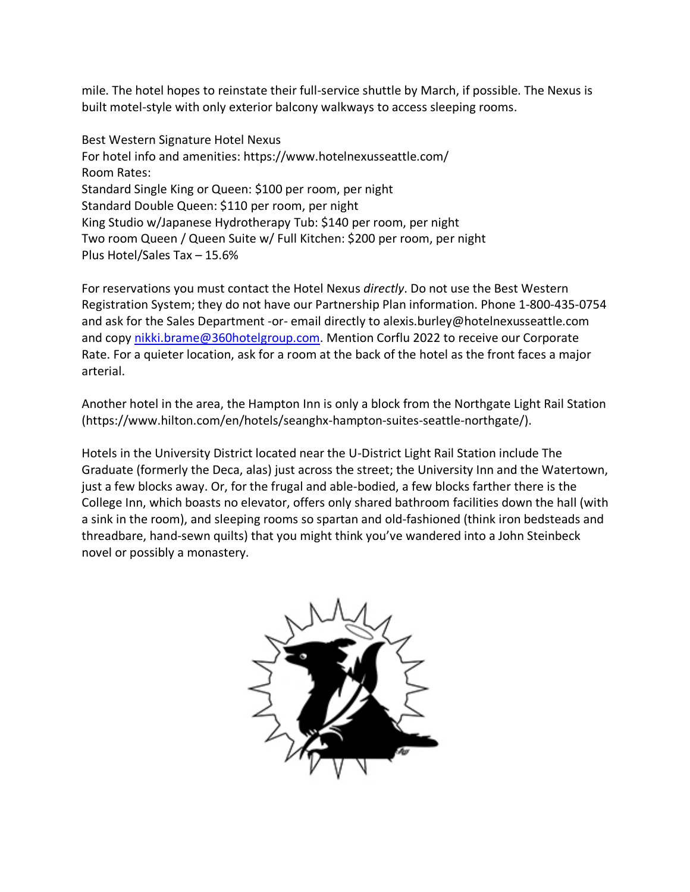mile. The hotel hopes to reinstate their full-service shuttle by March, if possible. The Nexus is built motel-style with only exterior balcony walkways to access sleeping rooms.

Best Western Signature Hotel Nexus
For hotel info and amenities: https://www.hotelnexusseattle.com/
Room Rates:
Standard Single King or Queen: $100 per room, per night
Standard Double Queen: $110 per room, per night
King Studio w/Japanese Hydrotherapy Tub: $140 per room, per night
Two room Queen / Queen Suite w/ Full Kitchen: $200 per room, per night
Plus Hotel/Sales Tax – 15.6%

For reservations you must contact the Hotel Nexus *directly*. Do not use the Best Western Registration System; they do not have our Partnership Plan information. Phone 1-800-435-0754 and ask for the Sales Department -or- email directly to alexis.burley@hotelnexusseattle.com and copy [nikki.brame@360hotelgroup.com](mailto:nikki.brame@360hotelgroup.com). Mention Corflu 2022 to receive our Corporate Rate. For a quieter location, ask for a room at the back of the hotel as the front faces a major arterial.

Another hotel in the area, the Hampton Inn is only a block from the Northgate Light Rail Station (https://www.hilton.com/en/hotels/seanghx-hampton-suites-seattle-northgate/).

Hotels in the University District located near the U-District Light Rail Station include The Graduate (formerly the Deca, alas) just across the street; the University Inn and the Watertown, just a few blocks away. Or, for the frugal and able-bodied, a few blocks farther there is the College Inn, which boasts no elevator, offers only shared bathroom facilities down the hall (with a sink in the room), and sleeping rooms so spartan and old-fashioned (think iron bedsteads and threadbare, hand-sewn quilts) that you might think you've wandered into a John Steinbeck novel or possibly a monastery.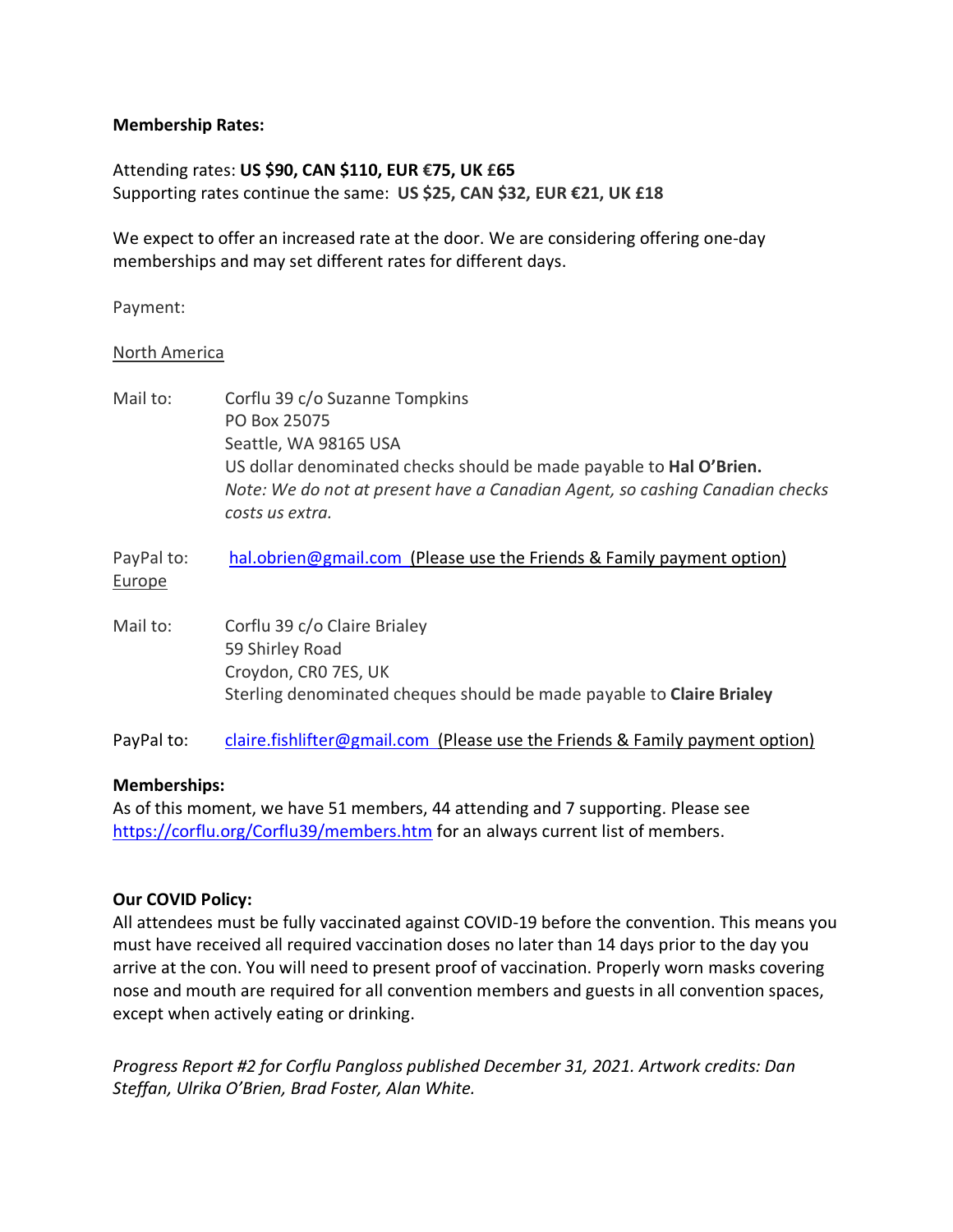**Membership Rates:**

Attending rates: **US $90, CAN $110, EUR €75, UK £65**
Supporting rates continue the same: **US $25, CAN $32, EUR €21, UK £18**

We expect to offer an increased rate at the door. We are considering offering one-day memberships and may set different rates for different days.

Payment:

North America

Mail to: Corflu 39 c/o Suzanne Tompkins
PO Box 25075
Seattle, WA 98165 USA
US dollar denominated checks should be made payable to **Hal O'Brien.**
*Note: We do not at present have a Canadian Agent, so cashing Canadian checks costs us extra.*

PayPal to: hal.obrien@gmail.com (Please use the Friends & Family payment option)

Europe

Mail to: Corflu 39 c/o Claire Brialey
59 Shirley Road
Croydon, CR0 7ES, UK
Sterling denominated cheques should be made payable to **Claire Brialey**

PayPal to: claire.fishlifter@gmail.com (Please use the Friends & Family payment option)

**Memberships:**
As of this moment, we have 51 members, 44 attending and 7 supporting. Please see https://corflu.org/Corflu39/members.htm for an always current list of members.

**Our COVID Policy:**
All attendees must be fully vaccinated against COVID-19 before the convention. This means you must have received all required vaccination doses no later than 14 days prior to the day you arrive at the con. You will need to present proof of vaccination. Properly worn masks covering nose and mouth are required for all convention members and guests in all convention spaces, except when actively eating or drinking.

*Progress Report #2 for Corflu Pangloss published December 31, 2021. Artwork credits: Dan Steffan, Ulrika O'Brien, Brad Foster, Alan White.*